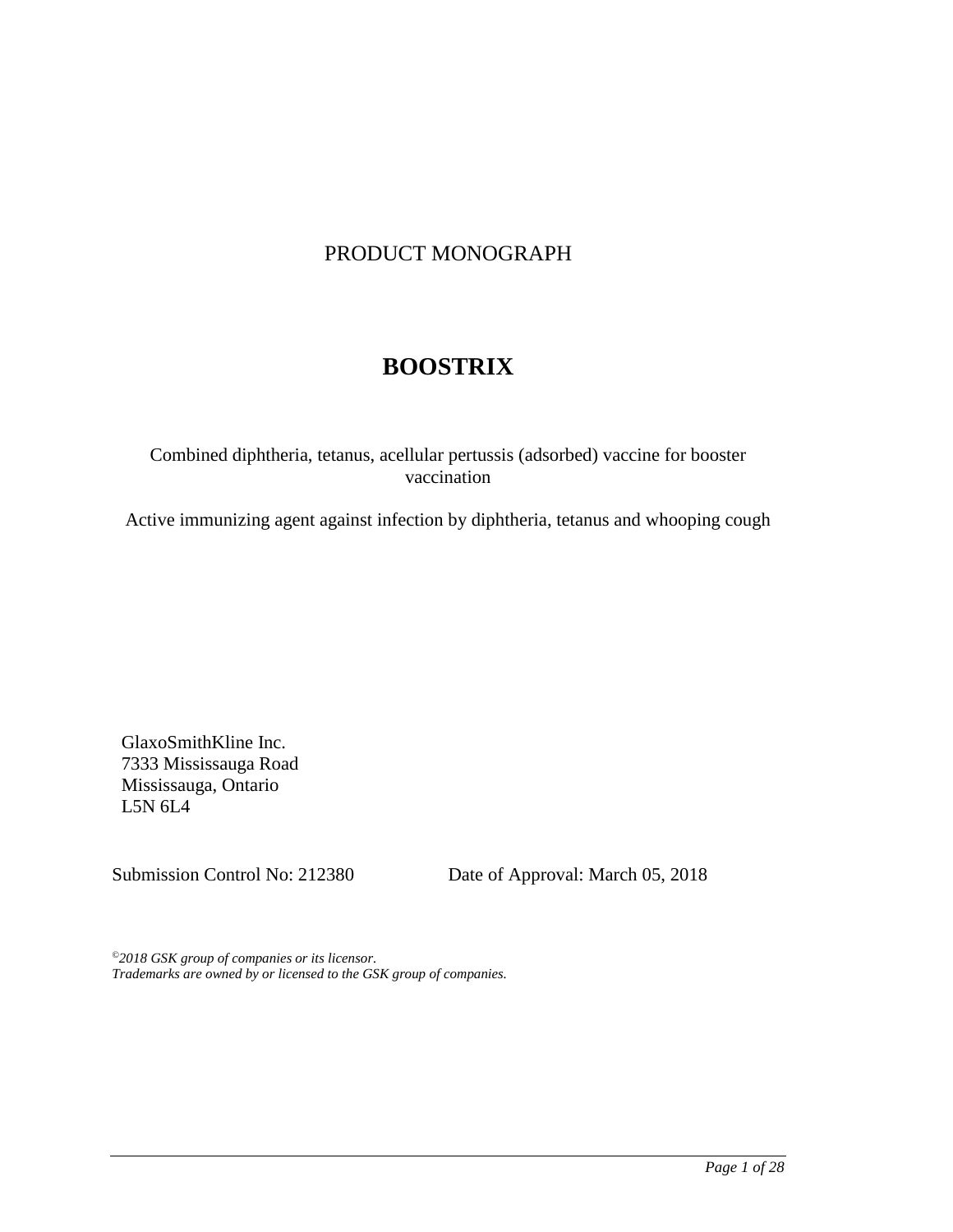PRODUCT MONOGRAPH

# BOOSTRIX

Combined diphtheria, tetanus, acellular pertussis (adsorbed) vaccine for booster vaccination

Active immunizing agent against infection by diphtheria, tetanus and whooping cough

GlaxoSmithKline Inc.
7333 Mississauga Road
Mississauga, Ontario
L5N 6L4

Submission Control No: 212380 Date of Approval: March 05, 2018

*©2018 GSK group of companies or its licensor.*
*Trademarks are owned by or licensed to the GSK group of companies.*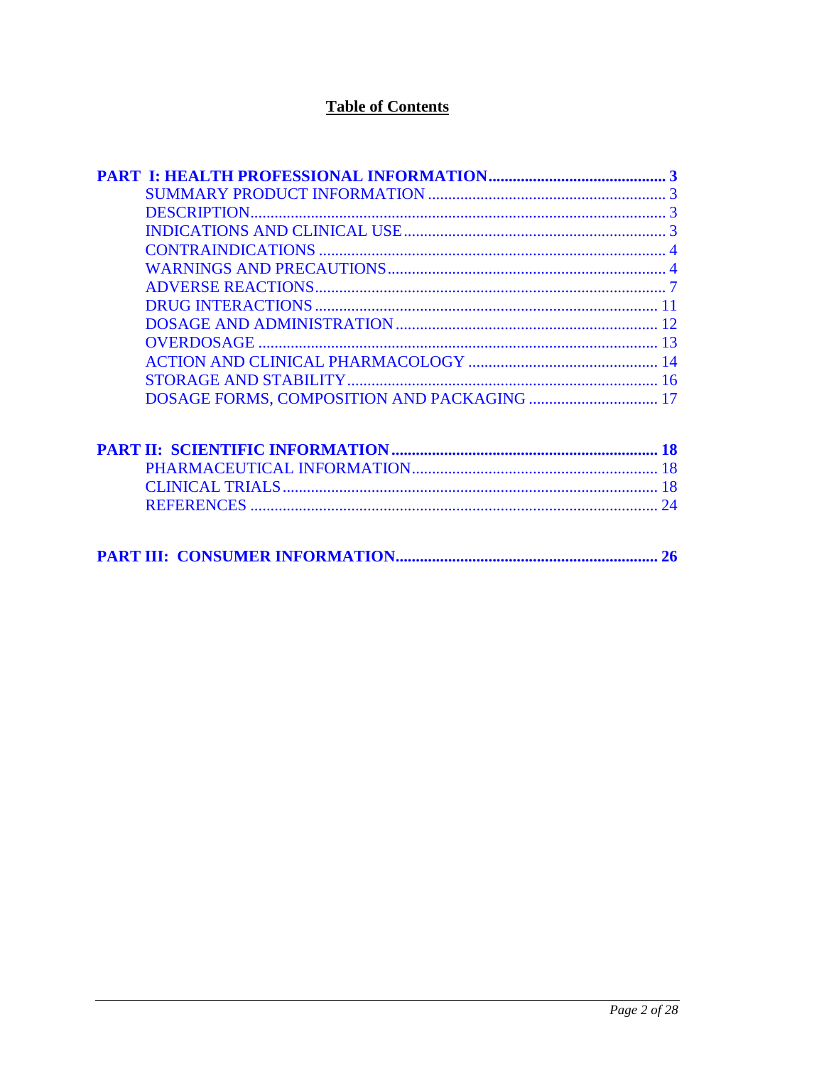# Table of Contents

**PART I: HEALTH PROFESSIONAL INFORMATION** ........................................... **3**

- SUMMARY PRODUCT INFORMATION ........................................................... 3
- DESCRIPTION ....................................................................................................... 3
- INDICATIONS AND CLINICAL USE ................................................................. 3
- CONTRAINDICATIONS ...................................................................................... 4
- WARNINGS AND PRECAUTIONS .................................................................... 4
- ADVERSE REACTIONS ...................................................................................... 7
- DRUG INTERACTIONS .................................................................................... 11
- DOSAGE AND ADMINISTRATION ................................................................ 12
- OVERDOSAGE .................................................................................................. 13
- ACTION AND CLINICAL PHARMACOLOGY ............................................... 14
- STORAGE AND STABILITY ............................................................................ 16
- DOSAGE FORMS, COMPOSITION AND PACKAGING ................................ 17

**PART II: SCIENTIFIC INFORMATION** ................................................................. **18**

- PHARMACEUTICAL INFORMATION ............................................................ 18
- CLINICAL TRIALS ............................................................................................ 18
- REFERENCES .................................................................................................... 24

**PART III: CONSUMER INFORMATION** ................................................................ **26**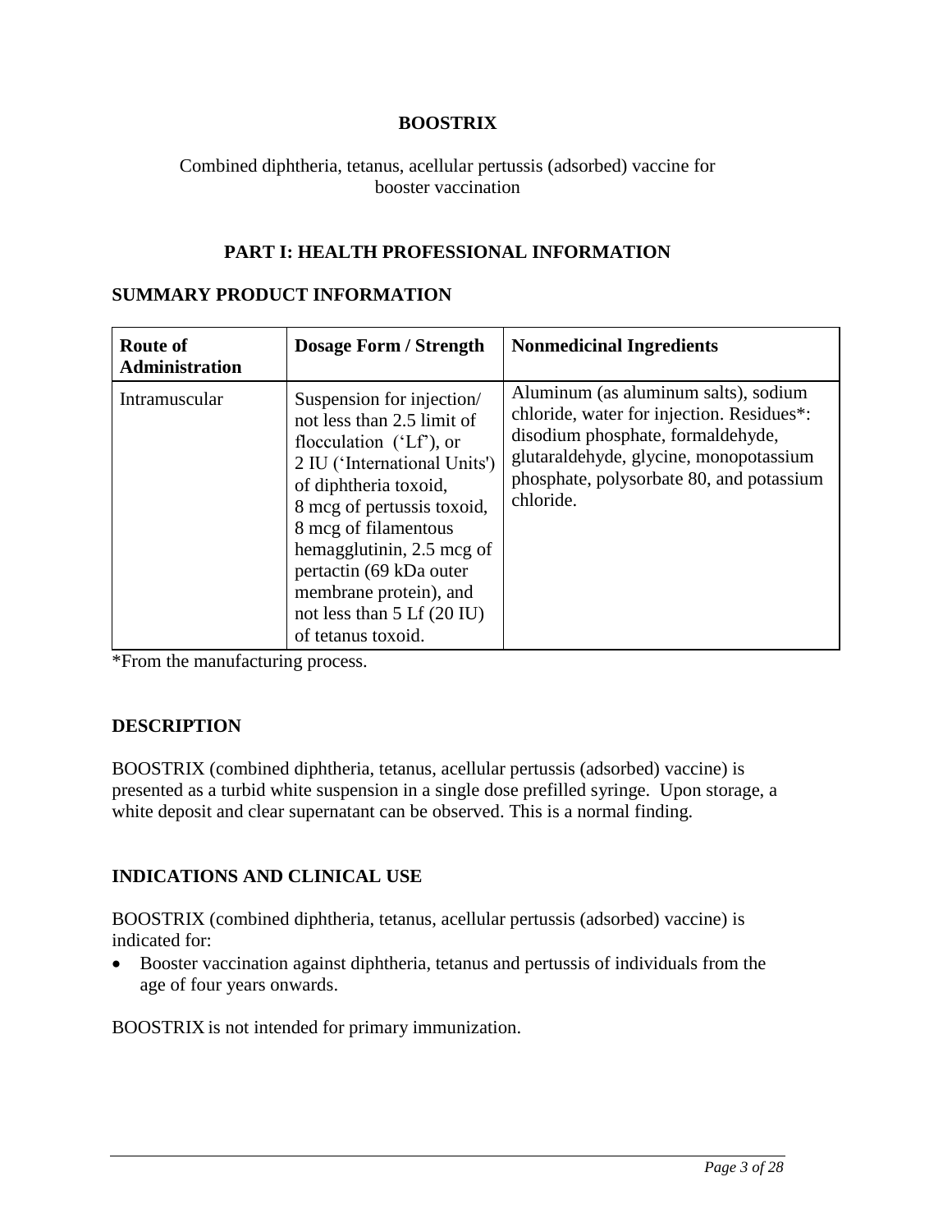**BOOSTRIX**

Combined diphtheria, tetanus, acellular pertussis (adsorbed) vaccine for booster vaccination

## PART I: HEALTH PROFESSIONAL INFORMATION

## SUMMARY PRODUCT INFORMATION

| Route of Administration | Dosage Form / Strength | Nonmedicinal Ingredients |
|---|---|---|
| Intramuscular | Suspension for injection/ not less than 2.5 limit of flocculation ('Lf'), or 2 IU ('International Units') of diphtheria toxoid, 8 mcg of pertussis toxoid, 8 mcg of filamentous hemagglutinin, 2.5 mcg of pertactin (69 kDa outer membrane protein), and not less than 5 Lf (20 IU) of tetanus toxoid. | Aluminum (as aluminum salts), sodium chloride, water for injection. Residues*: disodium phosphate, formaldehyde, glutaraldehyde, glycine, monopotassium phosphate, polysorbate 80, and potassium chloride. |

*From the manufacturing process.

## DESCRIPTION

BOOSTRIX (combined diphtheria, tetanus, acellular pertussis (adsorbed) vaccine) is presented as a turbid white suspension in a single dose prefilled syringe. Upon storage, a white deposit and clear supernatant can be observed. This is a normal finding.

## INDICATIONS AND CLINICAL USE

BOOSTRIX (combined diphtheria, tetanus, acellular pertussis (adsorbed) vaccine) is indicated for:

- Booster vaccination against diphtheria, tetanus and pertussis of individuals from the age of four years onwards.

BOOSTRIX is not intended for primary immunization.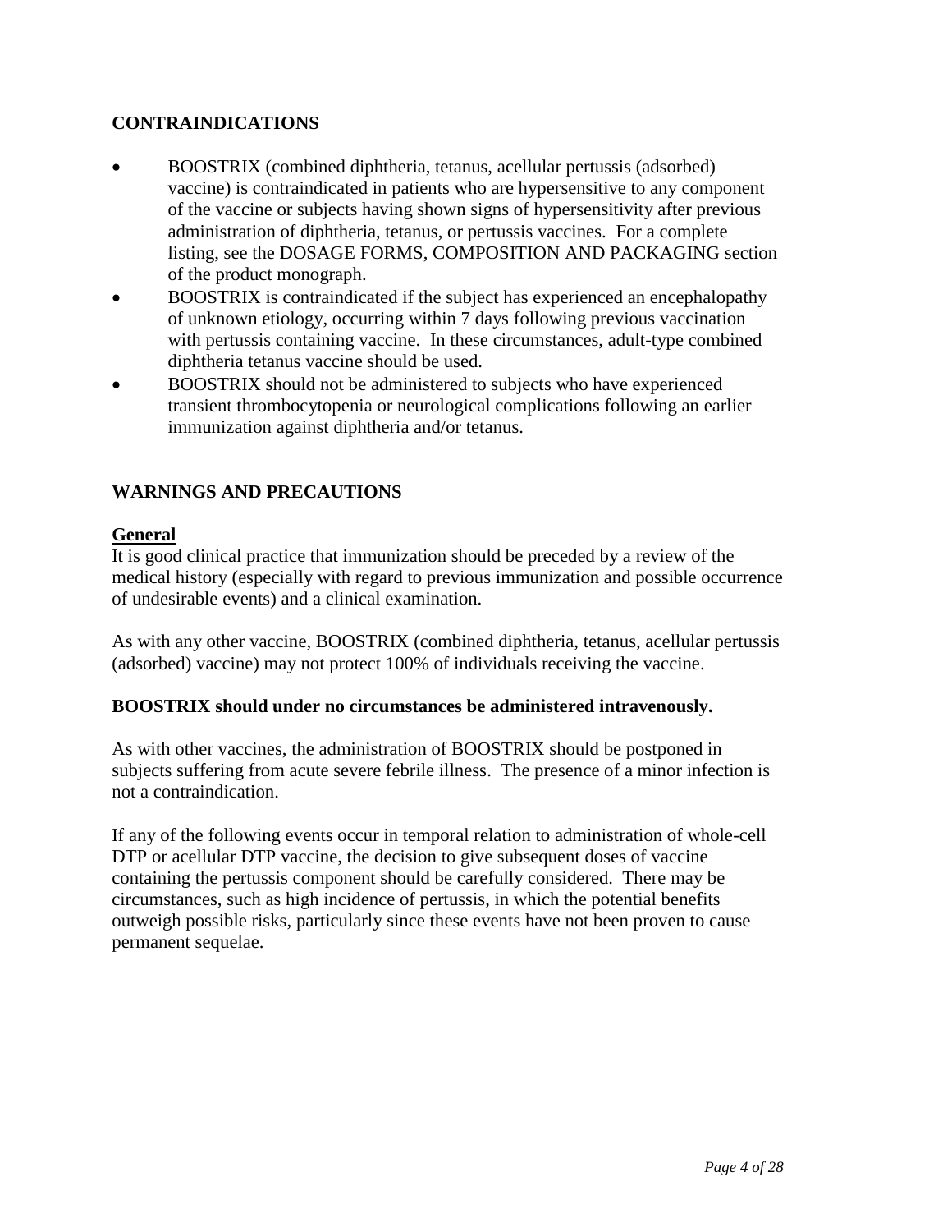## CONTRAINDICATIONS

- BOOSTRIX (combined diphtheria, tetanus, acellular pertussis (adsorbed) vaccine) is contraindicated in patients who are hypersensitive to any component of the vaccine or subjects having shown signs of hypersensitivity after previous administration of diphtheria, tetanus, or pertussis vaccines. For a complete listing, see the DOSAGE FORMS, COMPOSITION AND PACKAGING section of the product monograph.
- BOOSTRIX is contraindicated if the subject has experienced an encephalopathy of unknown etiology, occurring within 7 days following previous vaccination with pertussis containing vaccine. In these circumstances, adult-type combined diphtheria tetanus vaccine should be used.
- BOOSTRIX should not be administered to subjects who have experienced transient thrombocytopenia or neurological complications following an earlier immunization against diphtheria and/or tetanus.

## WARNINGS AND PRECAUTIONS

### General

It is good clinical practice that immunization should be preceded by a review of the medical history (especially with regard to previous immunization and possible occurrence of undesirable events) and a clinical examination.

As with any other vaccine, BOOSTRIX (combined diphtheria, tetanus, acellular pertussis (adsorbed) vaccine) may not protect 100% of individuals receiving the vaccine.

**BOOSTRIX should under no circumstances be administered intravenously.**

As with other vaccines, the administration of BOOSTRIX should be postponed in subjects suffering from acute severe febrile illness. The presence of a minor infection is not a contraindication.

If any of the following events occur in temporal relation to administration of whole-cell DTP or acellular DTP vaccine, the decision to give subsequent doses of vaccine containing the pertussis component should be carefully considered. There may be circumstances, such as high incidence of pertussis, in which the potential benefits outweigh possible risks, particularly since these events have not been proven to cause permanent sequelae.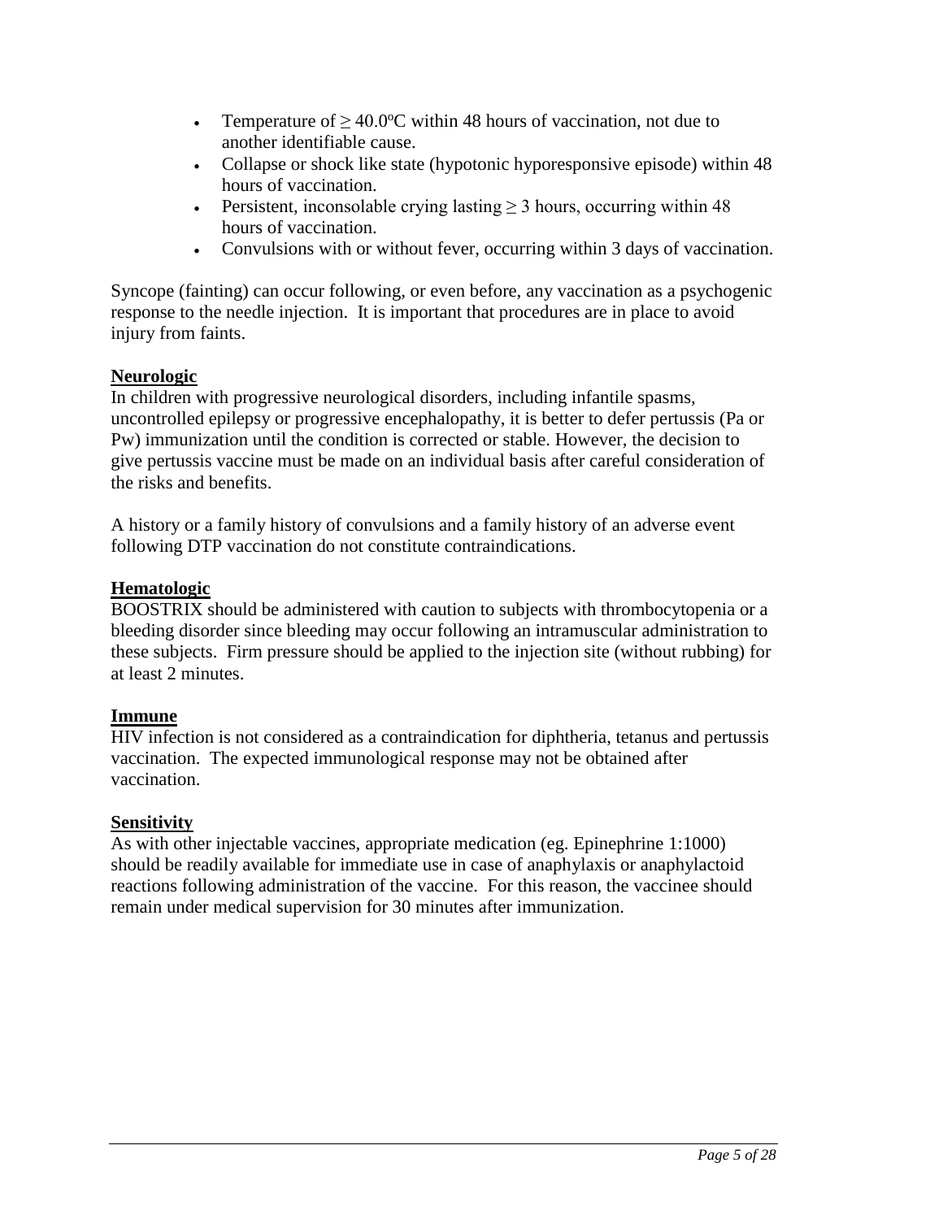- Temperature of $\geq 40.0^{o}C$ within 48 hours of vaccination, not due to another identifiable cause.
- Collapse or shock like state (hypotonic hyporesponsive episode) within 48 hours of vaccination.
- Persistent, inconsolable crying lasting $\geq 3$ hours, occurring within 48 hours of vaccination.
- Convulsions with or without fever, occurring within 3 days of vaccination.

Syncope (fainting) can occur following, or even before, any vaccination as a psychogenic response to the needle injection. It is important that procedures are in place to avoid injury from faints.

**Neurologic**

In children with progressive neurological disorders, including infantile spasms, uncontrolled epilepsy or progressive encephalopathy, it is better to defer pertussis (Pa or Pw) immunization until the condition is corrected or stable. However, the decision to give pertussis vaccine must be made on an individual basis after careful consideration of the risks and benefits.

A history or a family history of convulsions and a family history of an adverse event following DTP vaccination do not constitute contraindications.

**Hematologic**

BOOSTRIX should be administered with caution to subjects with thrombocytopenia or a bleeding disorder since bleeding may occur following an intramuscular administration to these subjects. Firm pressure should be applied to the injection site (without rubbing) for at least 2 minutes.

**Immune**

HIV infection is not considered as a contraindication for diphtheria, tetanus and pertussis vaccination. The expected immunological response may not be obtained after vaccination.

**Sensitivity**

As with other injectable vaccines, appropriate medication (eg. Epinephrine 1:1000) should be readily available for immediate use in case of anaphylaxis or anaphylactoid reactions following administration of the vaccine. For this reason, the vaccinee should remain under medical supervision for 30 minutes after immunization.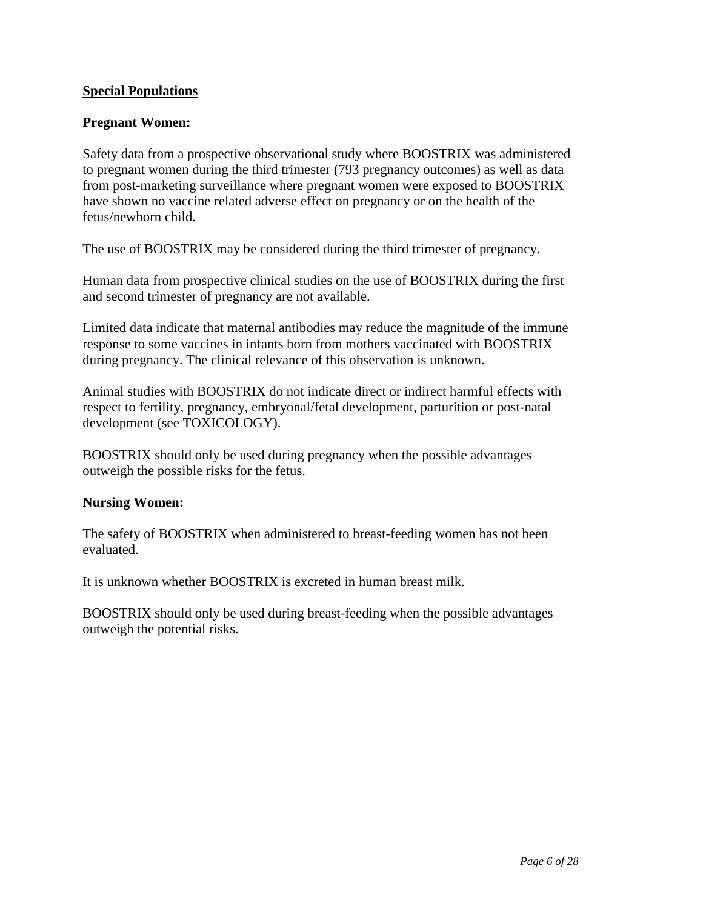## **Special Populations**

### Pregnant Women:

Safety data from a prospective observational study where BOOSTRIX was administered to pregnant women during the third trimester (793 pregnancy outcomes) as well as data from post-marketing surveillance where pregnant women were exposed to BOOSTRIX have shown no vaccine related adverse effect on pregnancy or on the health of the fetus/newborn child.

The use of BOOSTRIX may be considered during the third trimester of pregnancy.

Human data from prospective clinical studies on the use of BOOSTRIX during the first and second trimester of pregnancy are not available.

Limited data indicate that maternal antibodies may reduce the magnitude of the immune response to some vaccines in infants born from mothers vaccinated with BOOSTRIX during pregnancy. The clinical relevance of this observation is unknown.

Animal studies with BOOSTRIX do not indicate direct or indirect harmful effects with respect to fertility, pregnancy, embryonal/fetal development, parturition or post-natal development (see TOXICOLOGY).

BOOSTRIX should only be used during pregnancy when the possible advantages outweigh the possible risks for the fetus.

### Nursing Women:

The safety of BOOSTRIX when administered to breast-feeding women has not been evaluated.

It is unknown whether BOOSTRIX is excreted in human breast milk.

BOOSTRIX should only be used during breast-feeding when the possible advantages outweigh the potential risks.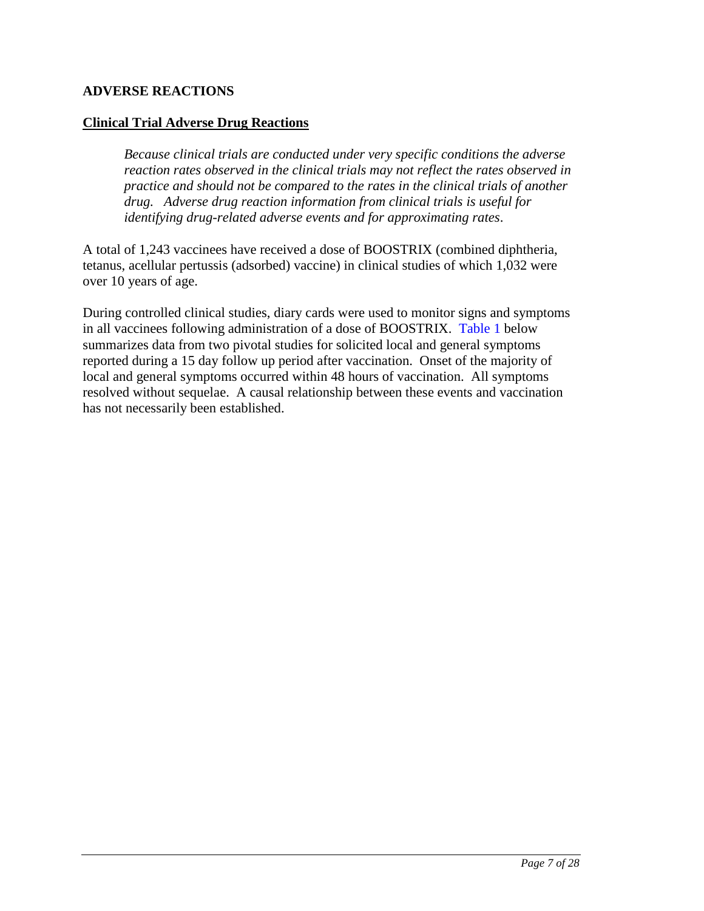## ADVERSE REACTIONS

### Clinical Trial Adverse Drug Reactions

*Because clinical trials are conducted under very specific conditions the adverse reaction rates observed in the clinical trials may not reflect the rates observed in practice and should not be compared to the rates in the clinical trials of another drug. Adverse drug reaction information from clinical trials is useful for identifying drug-related adverse events and for approximating rates.*

A total of 1,243 vaccinees have received a dose of BOOSTRIX (combined diphtheria, tetanus, acellular pertussis (adsorbed) vaccine) in clinical studies of which 1,032 were over 10 years of age.

During controlled clinical studies, diary cards were used to monitor signs and symptoms in all vaccinees following administration of a dose of BOOSTRIX. Table 1 below summarizes data from two pivotal studies for solicited local and general symptoms reported during a 15 day follow up period after vaccination. Onset of the majority of local and general symptoms occurred within 48 hours of vaccination. All symptoms resolved without sequelae. A causal relationship between these events and vaccination has not necessarily been established.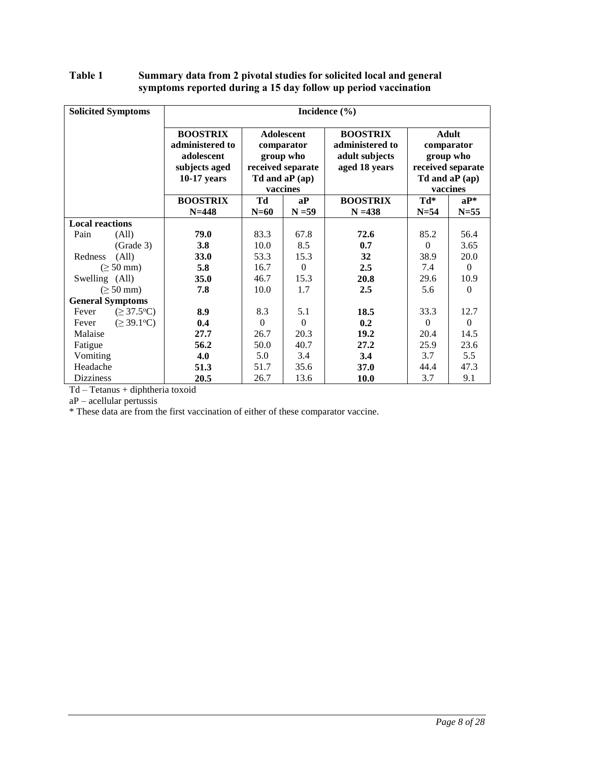**Table 1 Summary data from 2 pivotal studies for solicited local and general symptoms reported during a 15 day follow up period vaccination**

| Solicited Symptoms | Incidence (%) | | | | | |
|---|---|---|---|---|---|---|
| | BOOSTRIX administered to adolescent subjects aged 10-17 years | Adolescent comparator group who received separate Td and aP (ap) vaccines | | BOOSTRIX administered to adult subjects aged 18 years | Adult comparator group who received separate Td and aP (ap) vaccines | |
| | BOOSTRIX N=448 | Td N=60 | aP N =59 | BOOSTRIX N =438 | Td* N=54 | aP* N=55 |
| **Local reactions** | | | | | | |
| Pain (All) | **79.0** | 83.3 | 67.8 | **72.6** | 85.2 | 56.4 |
| (Grade 3) | **3.8** | 10.0 | 8.5 | **0.7** | 0 | 3.65 |
| Redness (All) | **33.0** | 53.3 | 15.3 | **32** | 38.9 | 20.0 |
| (≥ 50 mm) | **5.8** | 16.7 | 0 | **2.5** | 7.4 | 0 |
| Swelling (All) | **35.0** | 46.7 | 15.3 | **20.8** | 29.6 | 10.9 |
| (≥ 50 mm) | **7.8** | 10.0 | 1.7 | **2.5** | 5.6 | 0 |
| **General Symptoms** | | | | | | |
| Fever (≥ 37.5°C) | **8.9** | 8.3 | 5.1 | **18.5** | 33.3 | 12.7 |
| Fever (≥ 39.1°C) | **0.4** | 0 | 0 | **0.2** | 0 | 0 |
| Malaise | **27.7** | 26.7 | 20.3 | **19.2** | 20.4 | 14.5 |
| Fatigue | **56.2** | 50.0 | 40.7 | **27.2** | 25.9 | 23.6 |
| Vomiting | **4.0** | 5.0 | 3.4 | **3.4** | 3.7 | 5.5 |
| Headache | **51.3** | 51.7 | 35.6 | **37.0** | 44.4 | 47.3 |
| Dizziness | **20.5** | 26.7 | 13.6 | **10.0** | 3.7 | 9.1 |

Td – Tetanus + diphtheria toxoid

aP – acellular pertussis

* These data are from the first vaccination of either of these comparator vaccine.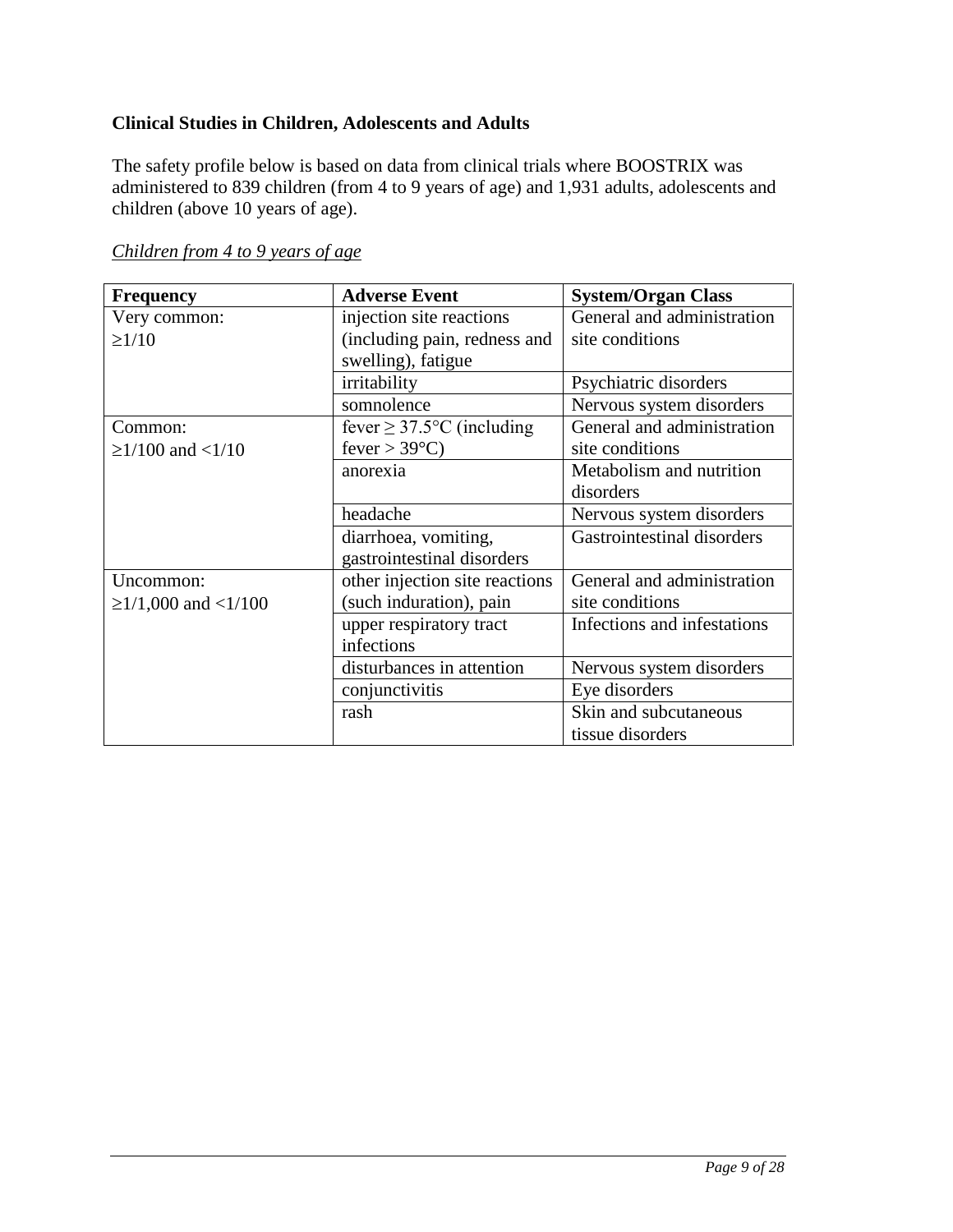### Clinical Studies in Children, Adolescents and Adults

The safety profile below is based on data from clinical trials where BOOSTRIX was administered to 839 children (from 4 to 9 years of age) and 1,931 adults, adolescents and children (above 10 years of age).

*Children from 4 to 9 years of age*

| Frequency | Adverse Event | System/Organ Class |
|---|---|---|
| Very common: ≥1/10 | injection site reactions (including pain, redness and swelling), fatigue | General and administration site conditions |
| | irritability | Psychiatric disorders |
| | somnolence | Nervous system disorders |
| Common: ≥1/100 and <1/10 | fever ≥ 37.5°C (including fever > 39°C) | General and administration site conditions |
| | anorexia | Metabolism and nutrition disorders |
| | headache | Nervous system disorders |
| | diarrhoea, vomiting, gastrointestinal disorders | Gastrointestinal disorders |
| Uncommon: ≥1/1,000 and <1/100 | other injection site reactions (such induration), pain | General and administration site conditions |
| | upper respiratory tract infections | Infections and infestations |
| | disturbances in attention | Nervous system disorders |
| | conjunctivitis | Eye disorders |
| | rash | Skin and subcutaneous tissue disorders |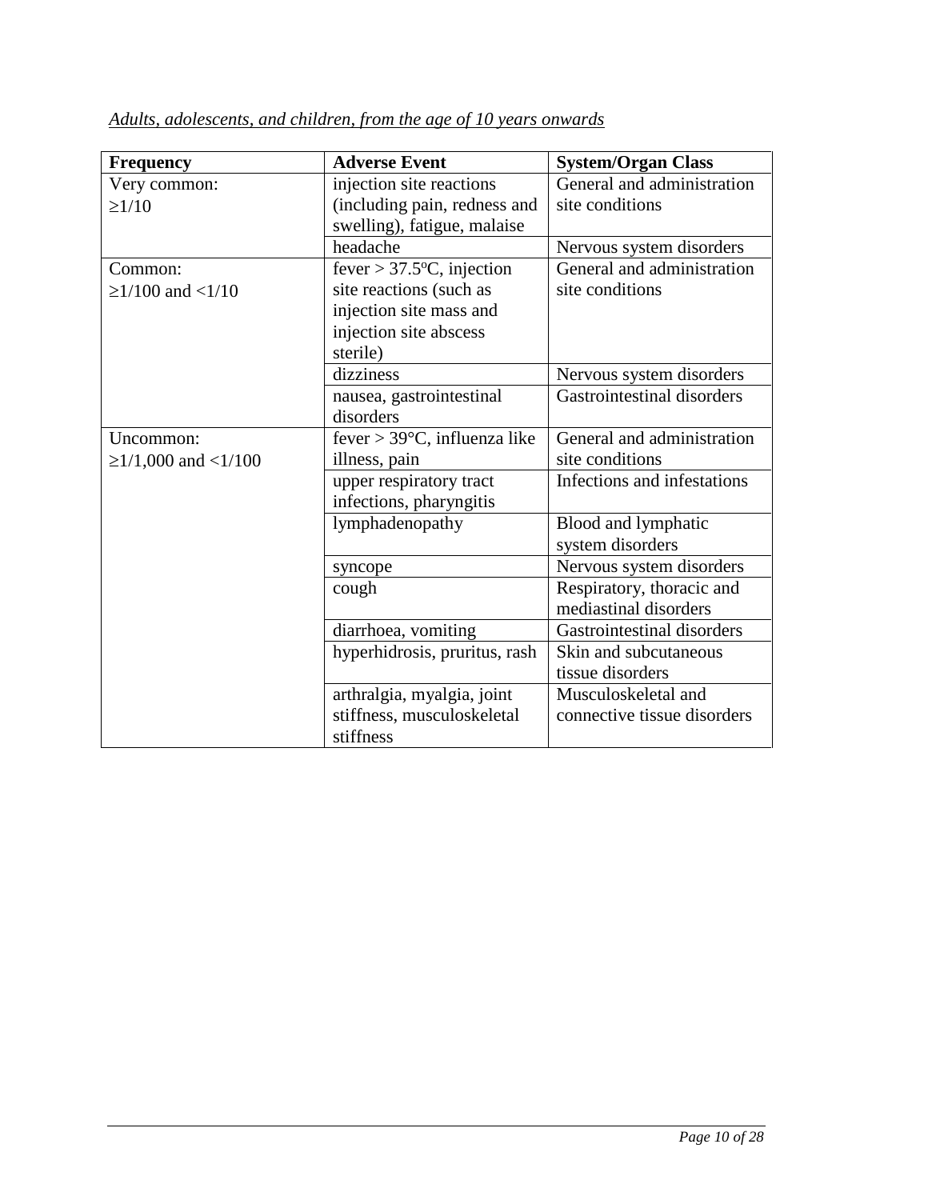*Adults, adolescents, and children, from the age of 10 years onwards*

| **Frequency** | **Adverse Event** | **System/Organ Class** |
|---|---|---|
| Very common: ≥1/10 | injection site reactions (including pain, redness and swelling), fatigue, malaise | General and administration site conditions |
| | headache | Nervous system disorders |
| Common: ≥1/100 and <1/10 | fever > 37.5ºC, injection site reactions (such as injection site mass and injection site abscess sterile) | General and administration site conditions |
| | dizziness | Nervous system disorders |
| | nausea, gastrointestinal disorders | Gastrointestinal disorders |
| Uncommon: ≥1/1,000 and <1/100 | fever > 39°C, influenza like illness, pain | General and administration site conditions |
| | upper respiratory tract infections, pharyngitis | Infections and infestations |
| | lymphadenopathy | Blood and lymphatic system disorders |
| | syncope | Nervous system disorders |
| | cough | Respiratory, thoracic and mediastinal disorders |
| | diarrhoea, vomiting | Gastrointestinal disorders |
| | hyperhidrosis, pruritus, rash | Skin and subcutaneous tissue disorders |
| | arthralgia, myalgia, joint stiffness, musculoskeletal stiffness | Musculoskeletal and connective tissue disorders |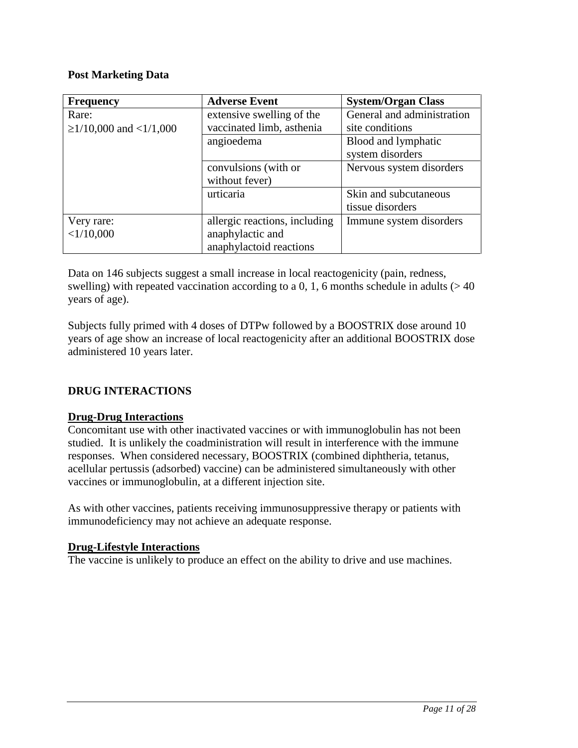**Post Marketing Data**

| Frequency | Adverse Event | System/Organ Class |
| --- | --- | --- |
| Rare: ≥1/10,000 and <1/1,000 | extensive swelling of the vaccinated limb, asthenia | General and administration site conditions |
| | angioedema | Blood and lymphatic system disorders |
| | convulsions (with or without fever) | Nervous system disorders |
| | urticaria | Skin and subcutaneous tissue disorders |
| Very rare: <1/10,000 | allergic reactions, including anaphylactic and anaphylactoid reactions | Immune system disorders |

Data on 146 subjects suggest a small increase in local reactogenicity (pain, redness, swelling) with repeated vaccination according to a 0, 1, 6 months schedule in adults (> 40 years of age).

Subjects fully primed with 4 doses of DTPw followed by a BOOSTRIX dose around 10 years of age show an increase of local reactogenicity after an additional BOOSTRIX dose administered 10 years later.

## DRUG INTERACTIONS

### Drug-Drug Interactions

Concomitant use with other inactivated vaccines or with immunoglobulin has not been studied. It is unlikely the coadministration will result in interference with the immune responses. When considered necessary, BOOSTRIX (combined diphtheria, tetanus, acellular pertussis (adsorbed) vaccine) can be administered simultaneously with other vaccines or immunoglobulin, at a different injection site.

As with other vaccines, patients receiving immunosuppressive therapy or patients with immunodeficiency may not achieve an adequate response.

### Drug-Lifestyle Interactions

The vaccine is unlikely to produce an effect on the ability to drive and use machines.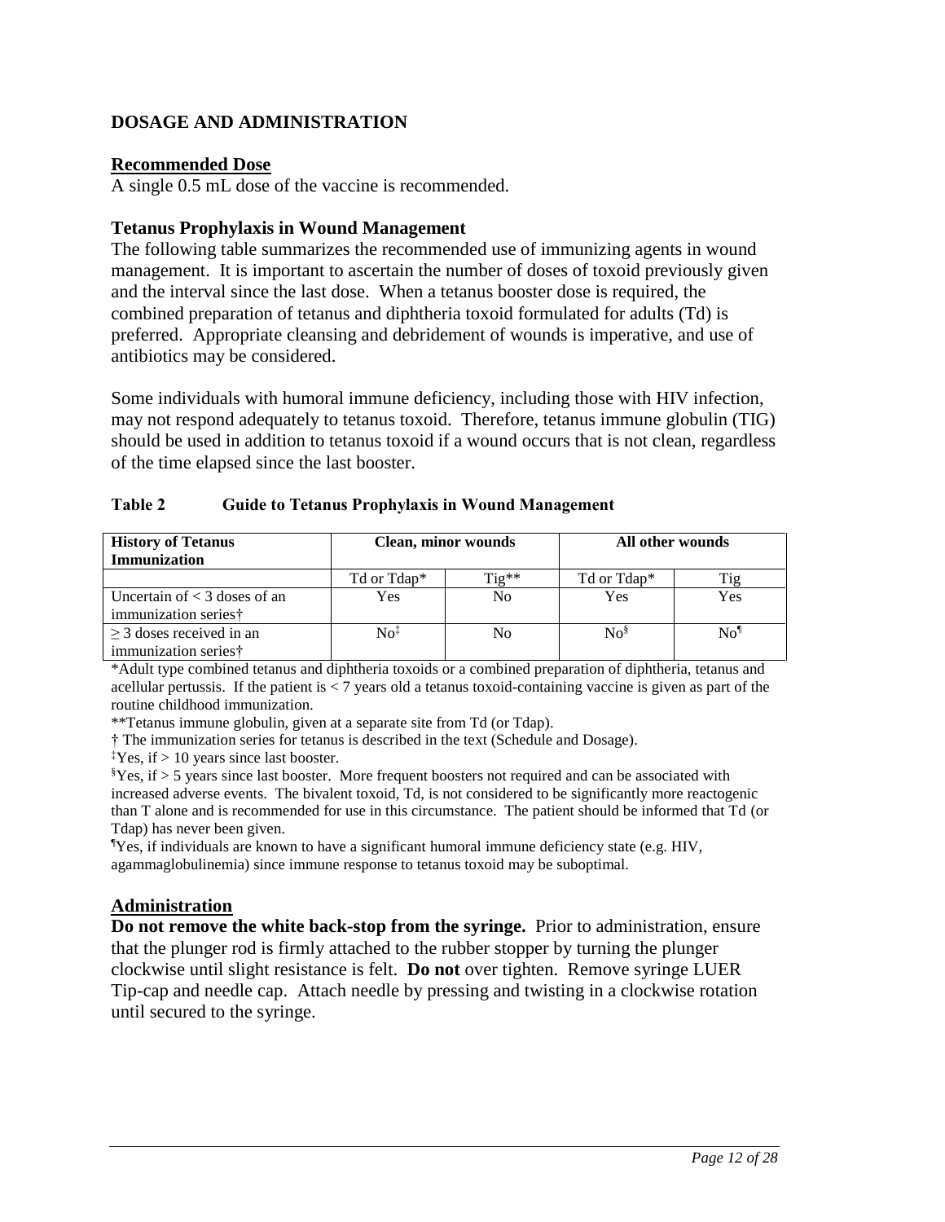## DOSAGE AND ADMINISTRATION

### Recommended Dose

A single 0.5 mL dose of the vaccine is recommended.

### Tetanus Prophylaxis in Wound Management

The following table summarizes the recommended use of immunizing agents in wound management. It is important to ascertain the number of doses of toxoid previously given and the interval since the last dose. When a tetanus booster dose is required, the combined preparation of tetanus and diphtheria toxoid formulated for adults (Td) is preferred. Appropriate cleansing and debridement of wounds is imperative, and use of antibiotics may be considered.

Some individuals with humoral immune deficiency, including those with HIV infection, may not respond adequately to tetanus toxoid. Therefore, tetanus immune globulin (TIG) should be used in addition to tetanus toxoid if a wound occurs that is not clean, regardless of the time elapsed since the last booster.

**Table 2 Guide to Tetanus Prophylaxis in Wound Management**

| History of Tetanus Immunization | Clean, minor wounds | | All other wounds | |
|---|---|---|---|---|
| | Td or Tdap* | Tig** | Td or Tdap* | Tig |
| Uncertain of < 3 doses of an immunization series† | Yes | No | Yes | Yes |
| ≥ 3 doses received in an immunization series† | No‡ | No | No§ | No¶ |

*Adult type combined tetanus and diphtheria toxoids or a combined preparation of diphtheria, tetanus and acellular pertussis. If the patient is < 7 years old a tetanus toxoid-containing vaccine is given as part of the routine childhood immunization.

**Tetanus immune globulin, given at a separate site from Td (or Tdap).

† The immunization series for tetanus is described in the text (Schedule and Dosage).

‡Yes, if > 10 years since last booster.

§Yes, if > 5 years since last booster. More frequent boosters not required and can be associated with increased adverse events. The bivalent toxoid, Td, is not considered to be significantly more reactogenic than T alone and is recommended for use in this circumstance. The patient should be informed that Td (or Tdap) has never been given.

¶Yes, if individuals are known to have a significant humoral immune deficiency state (e.g. HIV, agammaglobulinemia) since immune response to tetanus toxoid may be suboptimal.

### Administration

**Do not remove the white back-stop from the syringe.** Prior to administration, ensure that the plunger rod is firmly attached to the rubber stopper by turning the plunger clockwise until slight resistance is felt. **Do not** over tighten. Remove syringe LUER Tip-cap and needle cap. Attach needle by pressing and twisting in a clockwise rotation until secured to the syringe.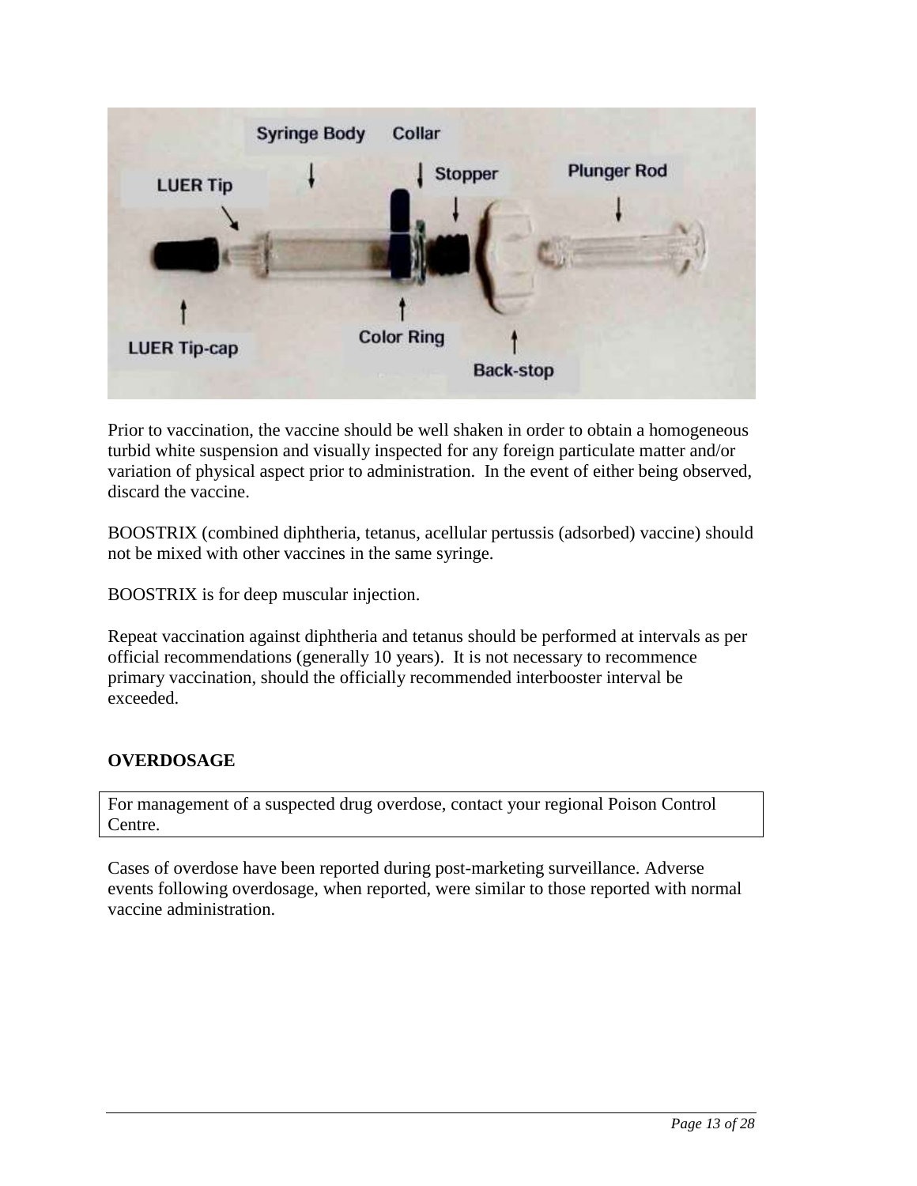Prior to vaccination, the vaccine should be well shaken in order to obtain a homogeneous turbid white suspension and visually inspected for any foreign particulate matter and/or variation of physical aspect prior to administration. In the event of either being observed, discard the vaccine.

BOOSTRIX (combined diphtheria, tetanus, acellular pertussis (adsorbed) vaccine) should not be mixed with other vaccines in the same syringe.

BOOSTRIX is for deep muscular injection.

Repeat vaccination against diphtheria and tetanus should be performed at intervals as per official recommendations (generally 10 years). It is not necessary to recommence primary vaccination, should the officially recommended interbooster interval be exceeded.

## OVERDOSAGE

For management of a suspected drug overdose, contact your regional Poison Control Centre.

Cases of overdose have been reported during post-marketing surveillance. Adverse events following overdosage, when reported, were similar to those reported with normal vaccine administration.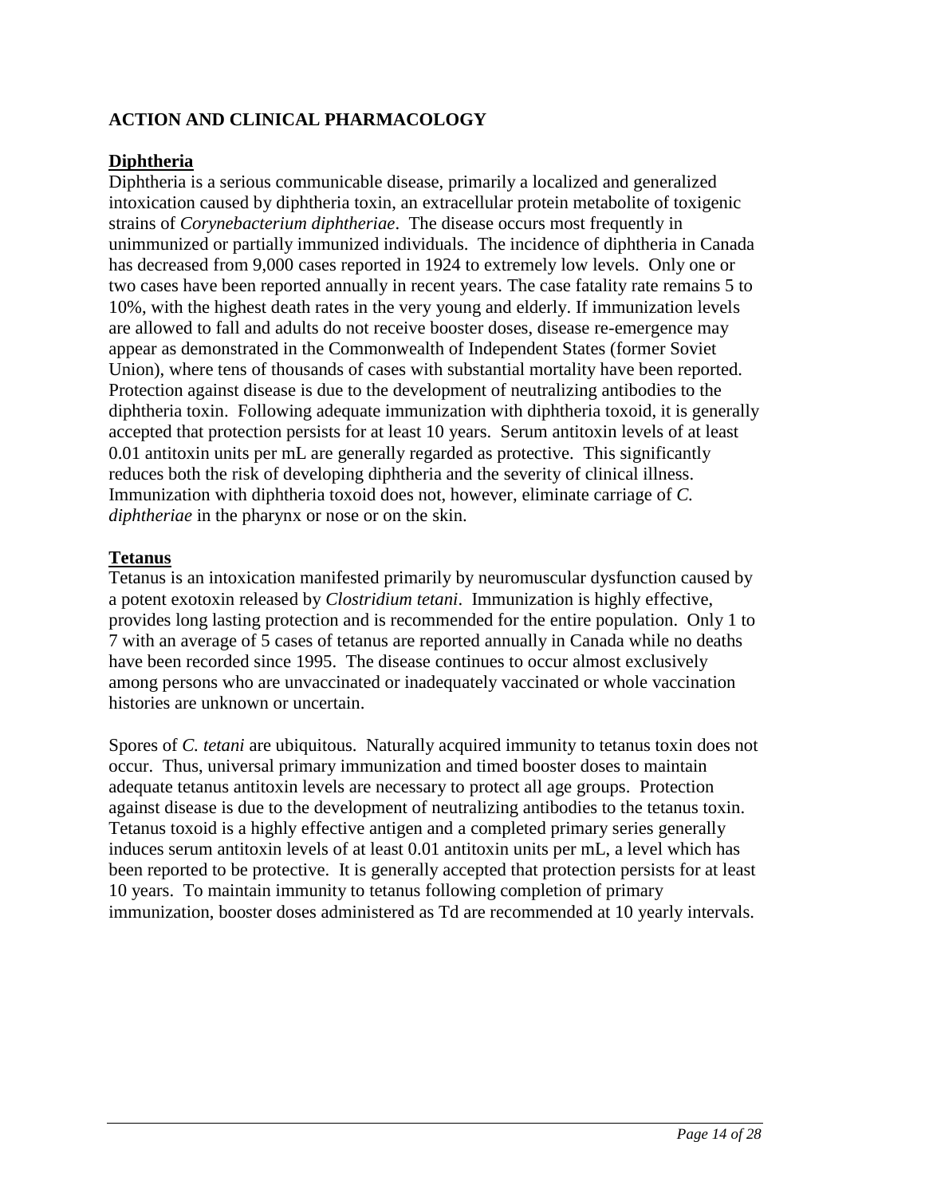## ACTION AND CLINICAL PHARMACOLOGY

### Diphtheria

Diphtheria is a serious communicable disease, primarily a localized and generalized intoxication caused by diphtheria toxin, an extracellular protein metabolite of toxigenic strains of *Corynebacterium diphtheriae*. The disease occurs most frequently in unimmunized or partially immunized individuals. The incidence of diphtheria in Canada has decreased from 9,000 cases reported in 1924 to extremely low levels. Only one or two cases have been reported annually in recent years. The case fatality rate remains 5 to 10%, with the highest death rates in the very young and elderly. If immunization levels are allowed to fall and adults do not receive booster doses, disease re-emergence may appear as demonstrated in the Commonwealth of Independent States (former Soviet Union), where tens of thousands of cases with substantial mortality have been reported. Protection against disease is due to the development of neutralizing antibodies to the diphtheria toxin. Following adequate immunization with diphtheria toxoid, it is generally accepted that protection persists for at least 10 years. Serum antitoxin levels of at least 0.01 antitoxin units per mL are generally regarded as protective. This significantly reduces both the risk of developing diphtheria and the severity of clinical illness. Immunization with diphtheria toxoid does not, however, eliminate carriage of *C. diphtheriae* in the pharynx or nose or on the skin.

### Tetanus

Tetanus is an intoxication manifested primarily by neuromuscular dysfunction caused by a potent exotoxin released by *Clostridium tetani*. Immunization is highly effective, provides long lasting protection and is recommended for the entire population. Only 1 to 7 with an average of 5 cases of tetanus are reported annually in Canada while no deaths have been recorded since 1995. The disease continues to occur almost exclusively among persons who are unvaccinated or inadequately vaccinated or whole vaccination histories are unknown or uncertain.

Spores of *C. tetani* are ubiquitous. Naturally acquired immunity to tetanus toxin does not occur. Thus, universal primary immunization and timed booster doses to maintain adequate tetanus antitoxin levels are necessary to protect all age groups. Protection against disease is due to the development of neutralizing antibodies to the tetanus toxin. Tetanus toxoid is a highly effective antigen and a completed primary series generally induces serum antitoxin levels of at least 0.01 antitoxin units per mL, a level which has been reported to be protective. It is generally accepted that protection persists for at least 10 years. To maintain immunity to tetanus following completion of primary immunization, booster doses administered as Td are recommended at 10 yearly intervals.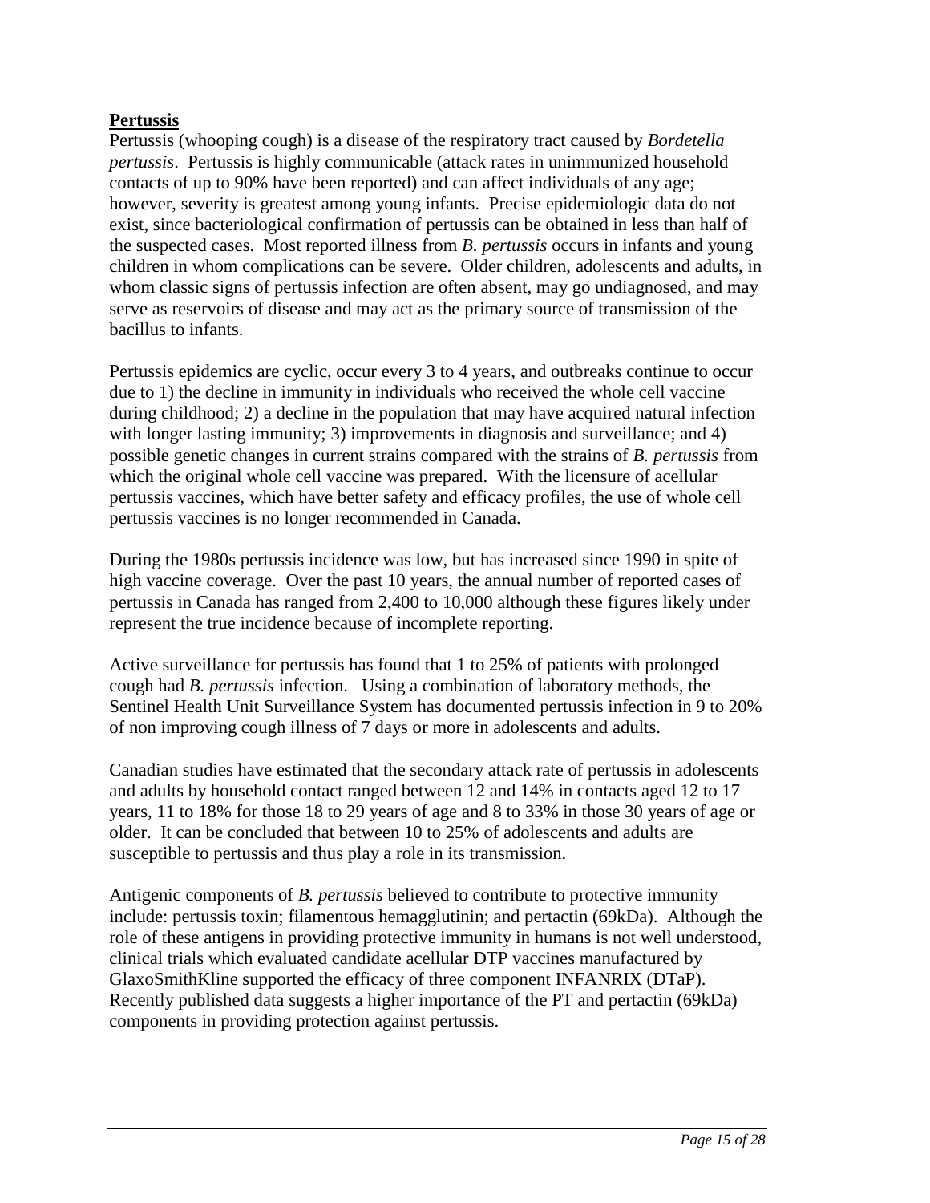**Pertussis**

Pertussis (whooping cough) is a disease of the respiratory tract caused by *Bordetella pertussis*. Pertussis is highly communicable (attack rates in unimmunized household contacts of up to 90% have been reported) and can affect individuals of any age; however, severity is greatest among young infants. Precise epidemiologic data do not exist, since bacteriological confirmation of pertussis can be obtained in less than half of the suspected cases. Most reported illness from *B. pertussis* occurs in infants and young children in whom complications can be severe. Older children, adolescents and adults, in whom classic signs of pertussis infection are often absent, may go undiagnosed, and may serve as reservoirs of disease and may act as the primary source of transmission of the bacillus to infants.

Pertussis epidemics are cyclic, occur every 3 to 4 years, and outbreaks continue to occur due to 1) the decline in immunity in individuals who received the whole cell vaccine during childhood; 2) a decline in the population that may have acquired natural infection with longer lasting immunity; 3) improvements in diagnosis and surveillance; and 4) possible genetic changes in current strains compared with the strains of *B. pertussis* from which the original whole cell vaccine was prepared. With the licensure of acellular pertussis vaccines, which have better safety and efficacy profiles, the use of whole cell pertussis vaccines is no longer recommended in Canada.

During the 1980s pertussis incidence was low, but has increased since 1990 in spite of high vaccine coverage. Over the past 10 years, the annual number of reported cases of pertussis in Canada has ranged from 2,400 to 10,000 although these figures likely under represent the true incidence because of incomplete reporting.

Active surveillance for pertussis has found that 1 to 25% of patients with prolonged cough had *B. pertussis* infection. Using a combination of laboratory methods, the Sentinel Health Unit Surveillance System has documented pertussis infection in 9 to 20% of non improving cough illness of 7 days or more in adolescents and adults.

Canadian studies have estimated that the secondary attack rate of pertussis in adolescents and adults by household contact ranged between 12 and 14% in contacts aged 12 to 17 years, 11 to 18% for those 18 to 29 years of age and 8 to 33% in those 30 years of age or older. It can be concluded that between 10 to 25% of adolescents and adults are susceptible to pertussis and thus play a role in its transmission.

Antigenic components of *B. pertussis* believed to contribute to protective immunity include: pertussis toxin; filamentous hemagglutinin; and pertactin (69kDa). Although the role of these antigens in providing protective immunity in humans is not well understood, clinical trials which evaluated candidate acellular DTP vaccines manufactured by GlaxoSmithKline supported the efficacy of three component INFANRIX (DTaP). Recently published data suggests a higher importance of the PT and pertactin (69kDa) components in providing protection against pertussis.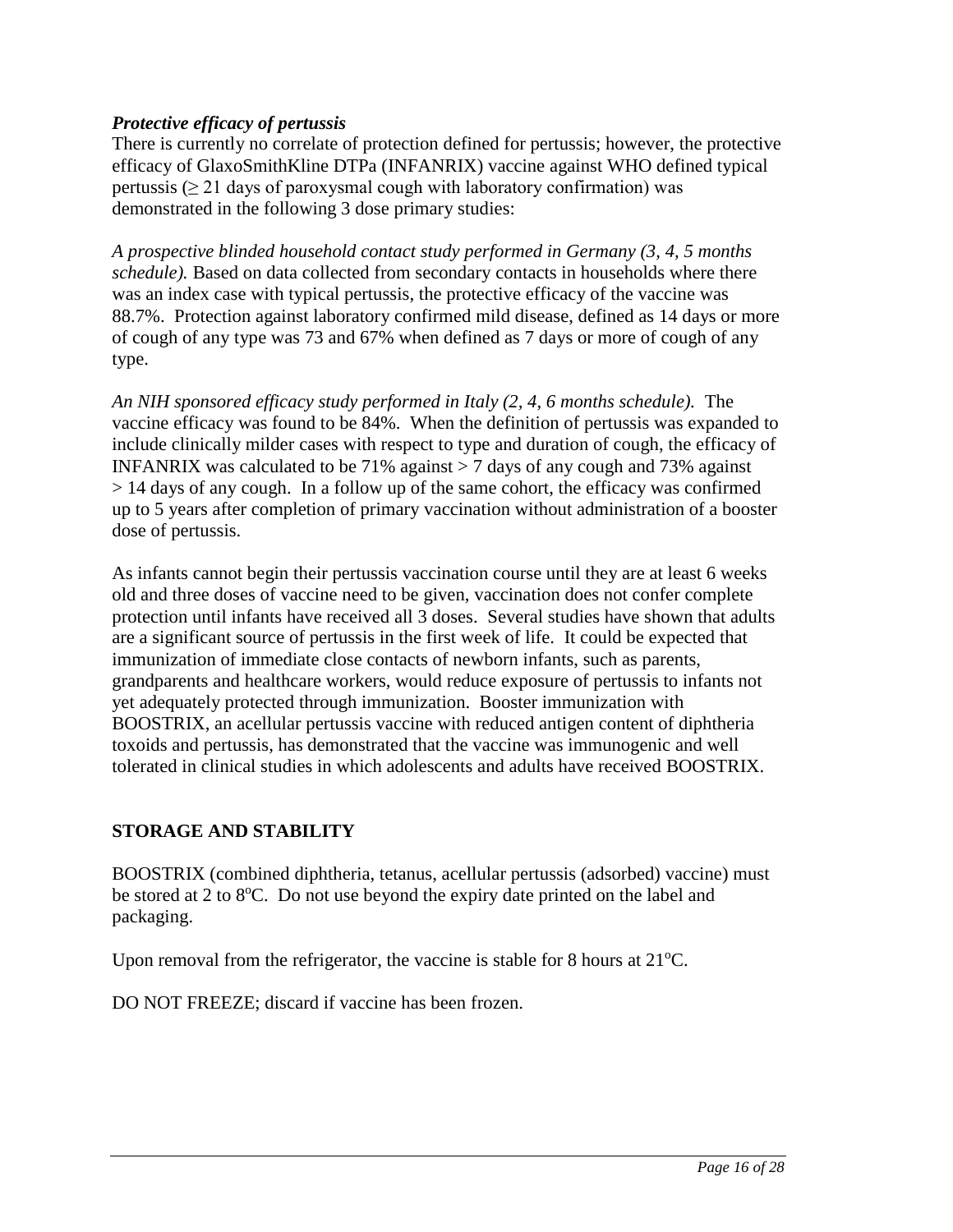***Protective efficacy of pertussis***

There is currently no correlate of protection defined for pertussis; however, the protective efficacy of GlaxoSmithKline DTPa (INFANRIX) vaccine against WHO defined typical pertussis ($\geq$ 21 days of paroxysmal cough with laboratory confirmation) was demonstrated in the following 3 dose primary studies:

*A prospective blinded household contact study performed in Germany (3, 4, 5 months schedule).* Based on data collected from secondary contacts in households where there was an index case with typical pertussis, the protective efficacy of the vaccine was 88.7%. Protection against laboratory confirmed mild disease, defined as 14 days or more of cough of any type was 73 and 67% when defined as 7 days or more of cough of any type.

*An NIH sponsored efficacy study performed in Italy (2, 4, 6 months schedule).* The vaccine efficacy was found to be 84%. When the definition of pertussis was expanded to include clinically milder cases with respect to type and duration of cough, the efficacy of INFANRIX was calculated to be 71% against > 7 days of any cough and 73% against > 14 days of any cough. In a follow up of the same cohort, the efficacy was confirmed up to 5 years after completion of primary vaccination without administration of a booster dose of pertussis.

As infants cannot begin their pertussis vaccination course until they are at least 6 weeks old and three doses of vaccine need to be given, vaccination does not confer complete protection until infants have received all 3 doses. Several studies have shown that adults are a significant source of pertussis in the first week of life. It could be expected that immunization of immediate close contacts of newborn infants, such as parents, grandparents and healthcare workers, would reduce exposure of pertussis to infants not yet adequately protected through immunization. Booster immunization with BOOSTRIX, an acellular pertussis vaccine with reduced antigen content of diphtheria toxoids and pertussis, has demonstrated that the vaccine was immunogenic and well tolerated in clinical studies in which adolescents and adults have received BOOSTRIX.

## STORAGE AND STABILITY

BOOSTRIX (combined diphtheria, tetanus, acellular pertussis (adsorbed) vaccine) must be stored at 2 to 8°C. Do not use beyond the expiry date printed on the label and packaging.

Upon removal from the refrigerator, the vaccine is stable for 8 hours at 21°C.

DO NOT FREEZE; discard if vaccine has been frozen.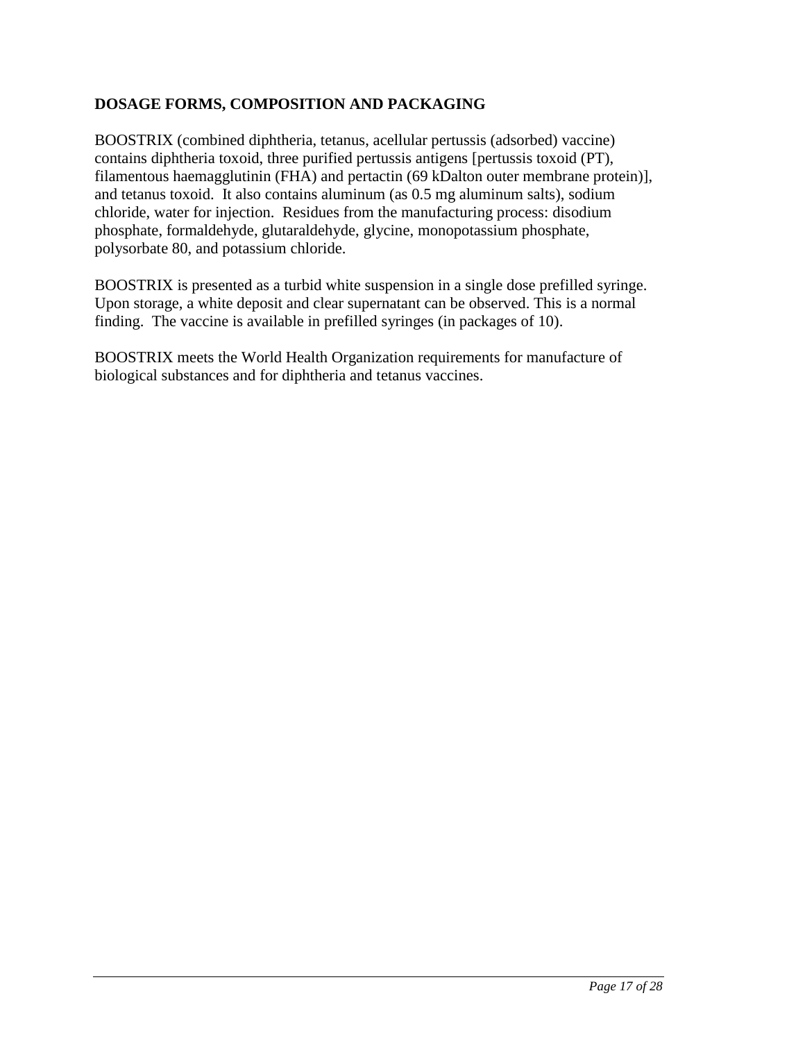## DOSAGE FORMS, COMPOSITION AND PACKAGING

BOOSTRIX (combined diphtheria, tetanus, acellular pertussis (adsorbed) vaccine) contains diphtheria toxoid, three purified pertussis antigens [pertussis toxoid (PT), filamentous haemagglutinin (FHA) and pertactin (69 kDalton outer membrane protein)], and tetanus toxoid. It also contains aluminum (as 0.5 mg aluminum salts), sodium chloride, water for injection. Residues from the manufacturing process: disodium phosphate, formaldehyde, glutaraldehyde, glycine, monopotassium phosphate, polysorbate 80, and potassium chloride.

BOOSTRIX is presented as a turbid white suspension in a single dose prefilled syringe. Upon storage, a white deposit and clear supernatant can be observed. This is a normal finding. The vaccine is available in prefilled syringes (in packages of 10).

BOOSTRIX meets the World Health Organization requirements for manufacture of biological substances and for diphtheria and tetanus vaccines.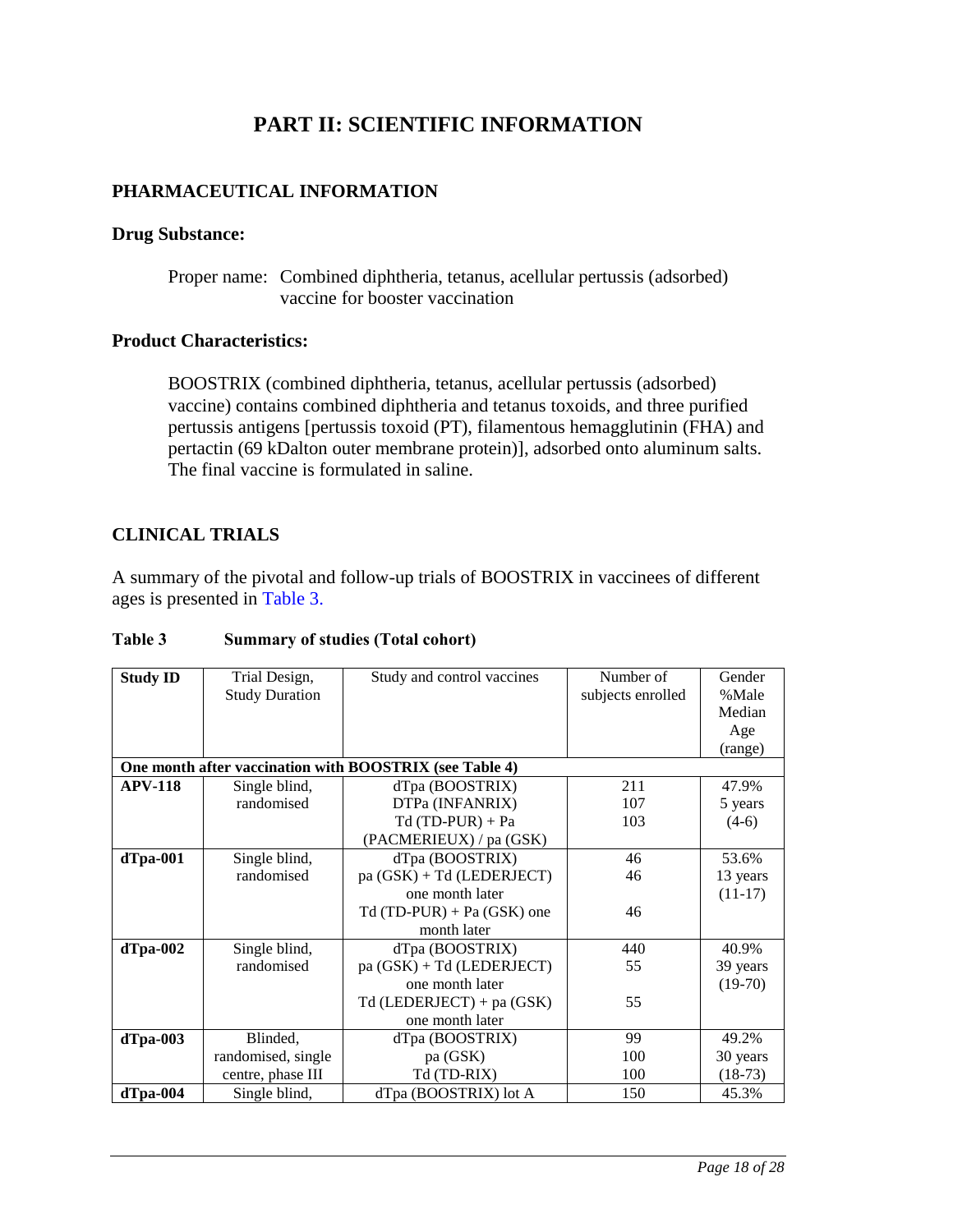# PART II: SCIENTIFIC INFORMATION

## PHARMACEUTICAL INFORMATION

### Drug Substance:

Proper name: Combined diphtheria, tetanus, acellular pertussis (adsorbed) vaccine for booster vaccination

### Product Characteristics:

BOOSTRIX (combined diphtheria, tetanus, acellular pertussis (adsorbed) vaccine) contains combined diphtheria and tetanus toxoids, and three purified pertussis antigens [pertussis toxoid (PT), filamentous hemagglutinin (FHA) and pertactin (69 kDalton outer membrane protein)], adsorbed onto aluminum salts. The final vaccine is formulated in saline.

## CLINICAL TRIALS

A summary of the pivotal and follow-up trials of BOOSTRIX in vaccinees of different ages is presented in Table 3.

**Table 3 Summary of studies (Total cohort)**

| Study ID | Trial Design, Study Duration | Study and control vaccines | Number of subjects enrolled | Gender %Male Median Age (range) |
|---|---|---|---|---|
| **One month after vaccination with BOOSTRIX (see Table 4)** | | | | |
| **APV-118** | Single blind, randomised | dTpa (BOOSTRIX)<br>DTPa (INFANRIX)<br>Td (TD-PUR) + Pa (PACMERIEUX) / pa (GSK) | 211<br>107<br>103 | 47.9%<br>5 years<br>(4-6) |
| **dTpa-001** | Single blind, randomised | dTpa (BOOSTRIX)<br>pa (GSK) + Td (LEDERJECT) one month later<br>Td (TD-PUR) + Pa (GSK) one month later | 46<br>46<br>46 | 53.6%<br>13 years<br>(11-17) |
| **dTpa-002** | Single blind, randomised | dTpa (BOOSTRIX)<br>pa (GSK) + Td (LEDERJECT) one month later<br>Td (LEDERJECT) + pa (GSK) one month later | 440<br>55<br>55 | 40.9%<br>39 years<br>(19-70) |
| **dTpa-003** | Blinded, randomised, single centre, phase III | dTpa (BOOSTRIX)<br>pa (GSK)<br>Td (TD-RIX) | 99<br>100<br>100 | 49.2%<br>30 years<br>(18-73) |
| **dTpa-004** | Single blind, | dTpa (BOOSTRIX) lot A | 150 | 45.3% |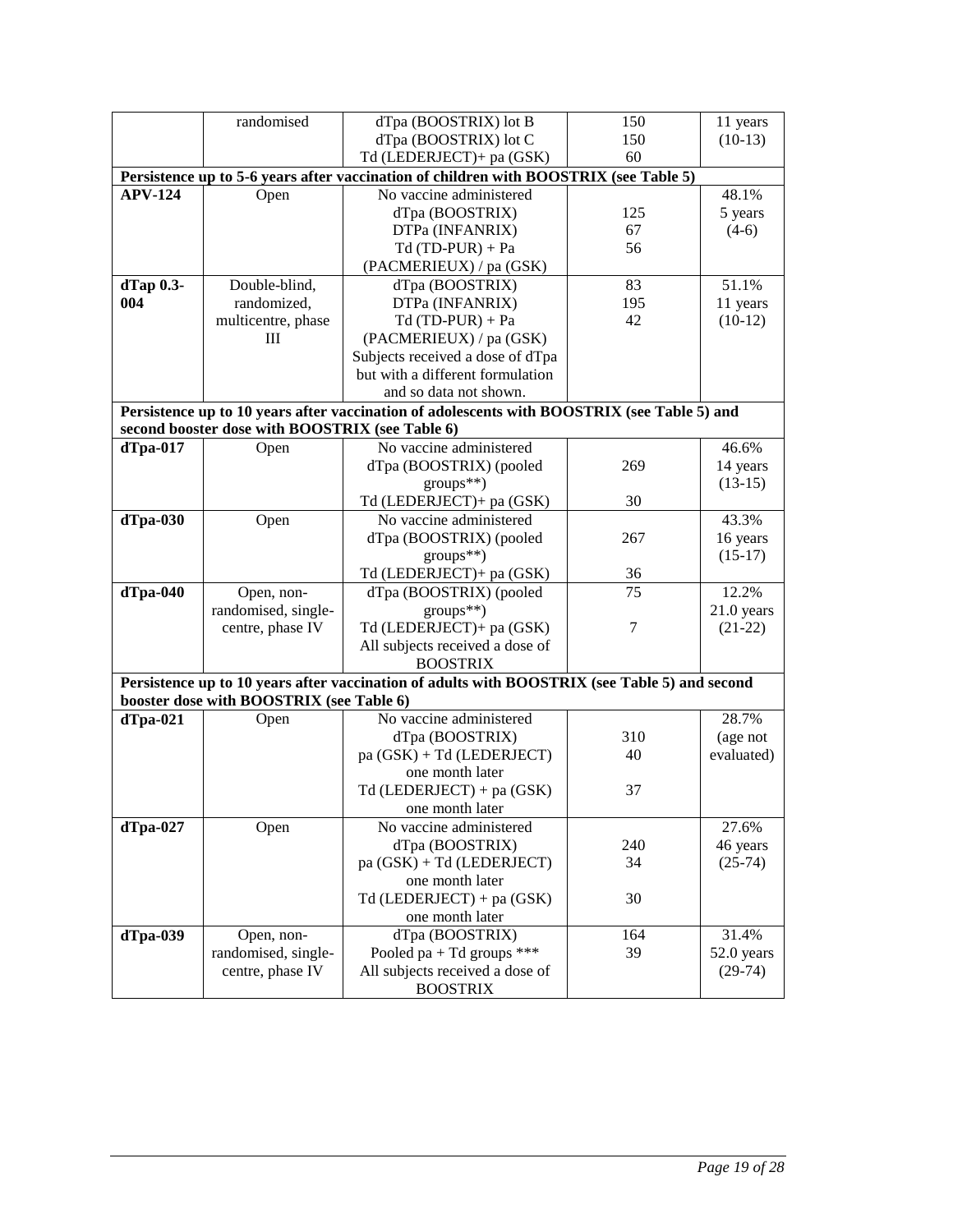| | randomised | dTpa (BOOSTRIX) lot B<br>dTpa (BOOSTRIX) lot C<br>Td (LEDERJECT)+ pa (GSK) | 150<br>150<br>60 | 11 years<br>(10-13) |
|---|---|---|---|---|
| **Persistence up to 5-6 years after vaccination of children with BOOSTRIX (see Table 5)** | | | | |
| **APV-124** | Open | No vaccine administered<br>dTpa (BOOSTRIX)<br>DTPa (INFANRIX)<br>Td (TD-PUR) + Pa (PACMERIEUX) / pa (GSK) | <br>125<br>67<br>56 | 48.1%<br>5 years<br>(4-6) |
| **dTap 0.3-004** | Double-blind, randomized, multicentre, phase III | dTpa (BOOSTRIX)<br>DTPa (INFANRIX)<br>Td (TD-PUR) + Pa (PACMERIEUX) / pa (GSK)<br>Subjects received a dose of dTpa but with a different formulation and so data not shown. | 83<br>195<br>42 | 51.1%<br>11 years<br>(10-12) |
| **Persistence up to 10 years after vaccination of adolescents with BOOSTRIX (see Table 5) and second booster dose with BOOSTRIX (see Table 6)** | | | | |
| **dTpa-017** | Open | No vaccine administered<br>dTpa (BOOSTRIX) (pooled groups**)<br>Td (LEDERJECT)+ pa (GSK) | <br>269<br>30 | 46.6%<br>14 years<br>(13-15) |
| **dTpa-030** | Open | No vaccine administered<br>dTpa (BOOSTRIX) (pooled groups**)<br>Td (LEDERJECT)+ pa (GSK) | <br>267<br>36 | 43.3%<br>16 years<br>(15-17) |
| **dTpa-040** | Open, non-randomised, single-centre, phase IV | dTpa (BOOSTRIX) (pooled groups**)<br>Td (LEDERJECT)+ pa (GSK)<br>All subjects received a dose of BOOSTRIX | 75<br>7 | 12.2%<br>21.0 years<br>(21-22) |
| **Persistence up to 10 years after vaccination of adults with BOOSTRIX (see Table 5) and second booster dose with BOOSTRIX (see Table 6)** | | | | |
| **dTpa-021** | Open | No vaccine administered<br>dTpa (BOOSTRIX)<br>pa (GSK) + Td (LEDERJECT) one month later<br>Td (LEDERJECT) + pa (GSK) one month later | <br>310<br>40<br>37 | 28.7%<br>(age not evaluated) |
| **dTpa-027** | Open | No vaccine administered<br>dTpa (BOOSTRIX)<br>pa (GSK) + Td (LEDERJECT) one month later<br>Td (LEDERJECT) + pa (GSK) one month later | <br>240<br>34<br>30 | 27.6%<br>46 years<br>(25-74) |
| **dTpa-039** | Open, non-randomised, single-centre, phase IV | dTpa (BOOSTRIX)<br>Pooled pa + Td groups ***<br>All subjects received a dose of BOOSTRIX | 164<br>39 | 31.4%<br>52.0 years<br>(29-74) |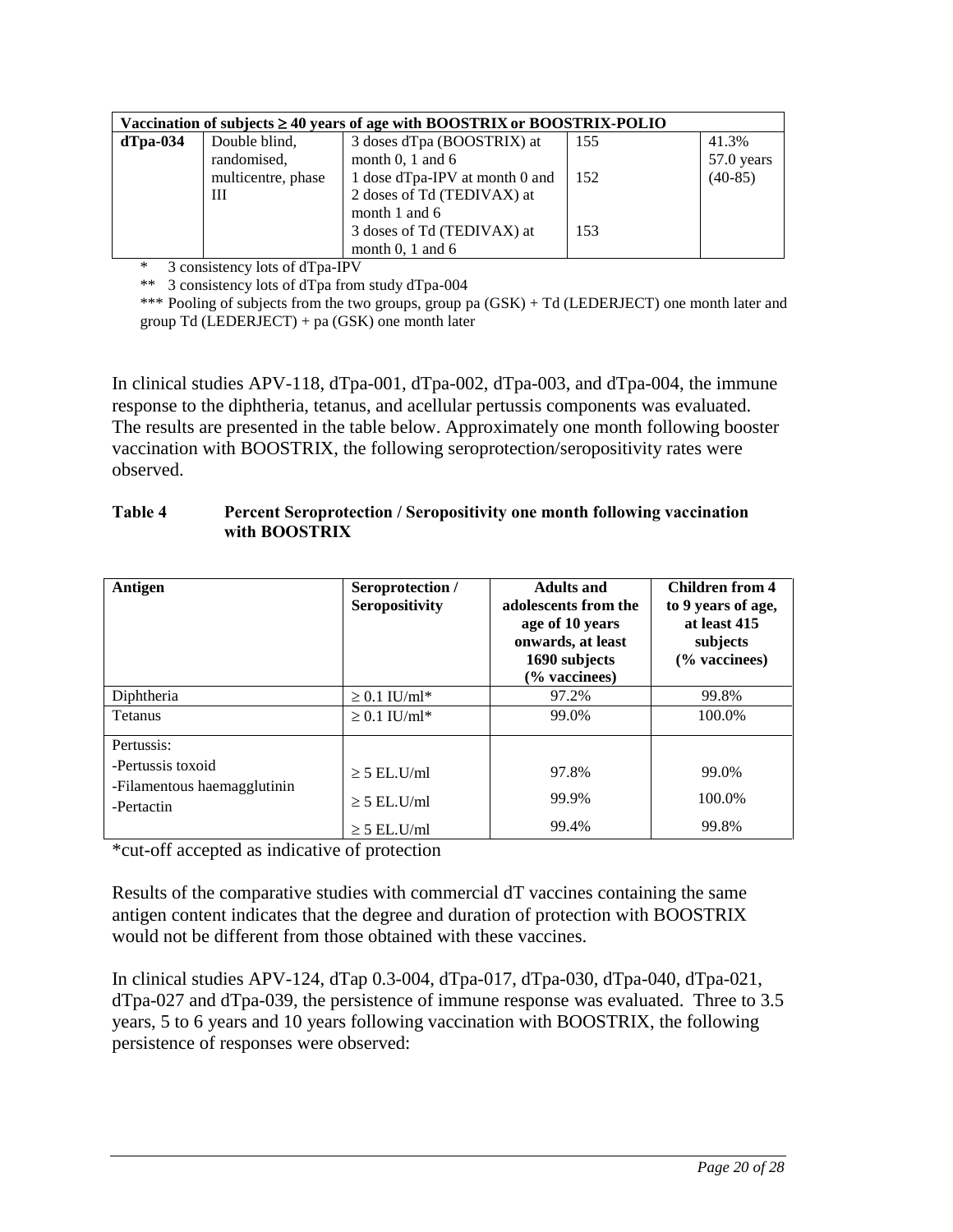| Vaccination of subjects ≥ 40 years of age with BOOSTRIX or BOOSTRIX-POLIO | | | | |
|---|---|---|---|---|
| **dTpa-034** | Double blind, randomised, multicentre, phase III | 3 doses dTpa (BOOSTRIX) at month 0, 1 and 6 | 155 | 41.3% 57.0 years (40-85) |
| | | 1 dose dTpa-IPV at month 0 and 2 doses of Td (TEDIVAX) at month 1 and 6 | 152 | |
| | | 3 doses of Td (TEDIVAX) at month 0, 1 and 6 | 153 | |

\* 3 consistency lots of dTpa-IPV

\*\* 3 consistency lots of dTpa from study dTpa-004

\*\*\* Pooling of subjects from the two groups, group pa (GSK) + Td (LEDERJECT) one month later and group Td (LEDERJECT) + pa (GSK) one month later

In clinical studies APV-118, dTpa-001, dTpa-002, dTpa-003, and dTpa-004, the immune response to the diphtheria, tetanus, and acellular pertussis components was evaluated. The results are presented in the table below. Approximately one month following booster vaccination with BOOSTRIX, the following seroprotection/seropositivity rates were observed.

**Table 4 Percent Seroprotection / Seropositivity one month following vaccination with BOOSTRIX**

| Antigen | Seroprotection / Seropositivity | Adults and adolescents from the age of 10 years onwards, at least 1690 subjects (% vaccinees) | Children from 4 to 9 years of age, at least 415 subjects (% vaccinees) |
|---|---|---|---|
| Diphtheria | ≥ 0.1 IU/ml* | 97.2% | 99.8% |
| Tetanus | ≥ 0.1 IU/ml* | 99.0% | 100.0% |
| Pertussis: | | | |
| -Pertussis toxoid | ≥ 5 EL.U/ml | 97.8% | 99.0% |
| -Filamentous haemagglutinin | ≥ 5 EL.U/ml | 99.9% | 100.0% |
| -Pertactin | ≥ 5 EL.U/ml | 99.4% | 99.8% |

*cut-off accepted as indicative of protection

Results of the comparative studies with commercial dT vaccines containing the same antigen content indicates that the degree and duration of protection with BOOSTRIX would not be different from those obtained with these vaccines.

In clinical studies APV-124, dTap 0.3-004, dTpa-017, dTpa-030, dTpa-040, dTpa-021, dTpa-027 and dTpa-039, the persistence of immune response was evaluated. Three to 3.5 years, 5 to 6 years and 10 years following vaccination with BOOSTRIX, the following persistence of responses were observed: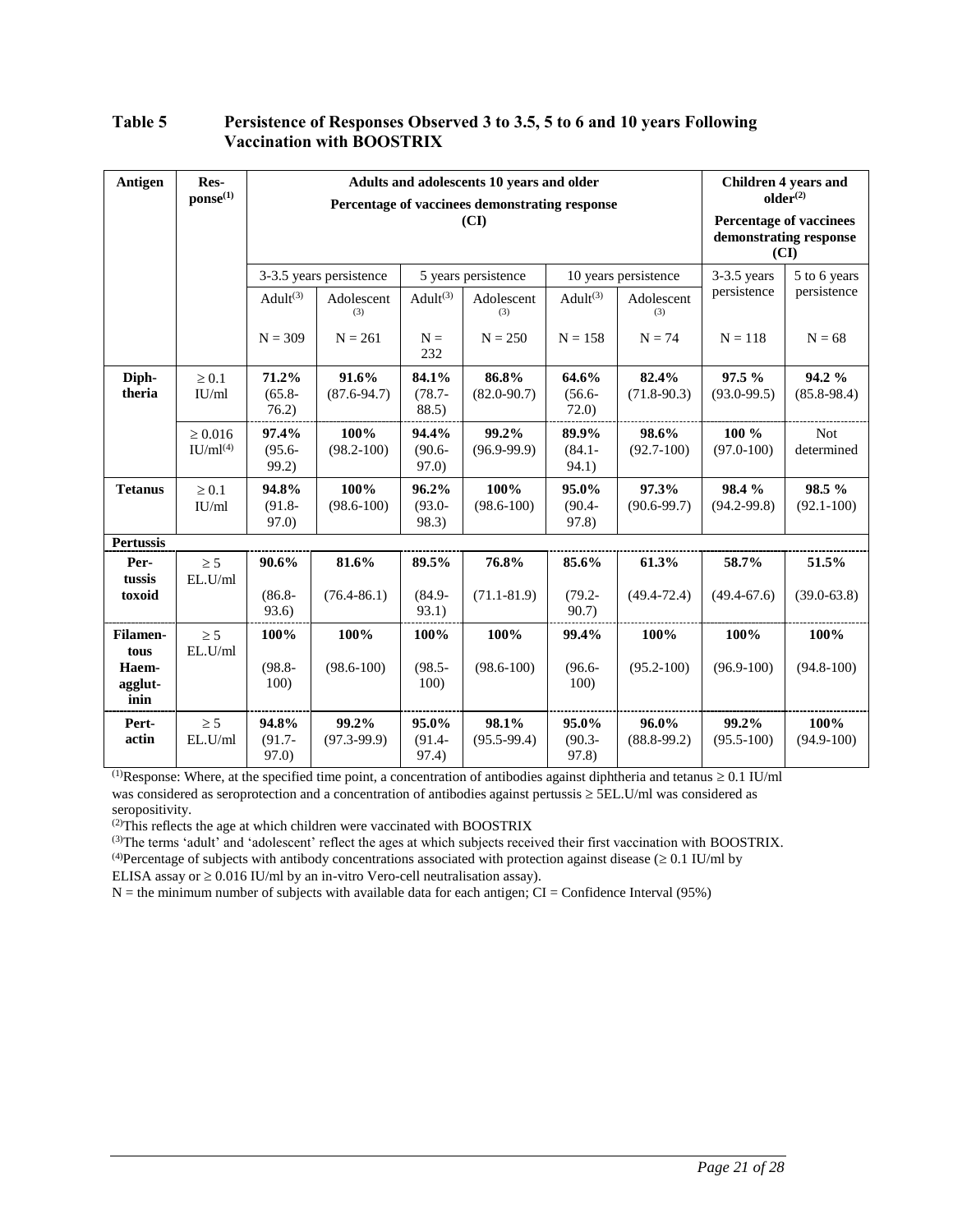**Table 5 Persistence of Responses Observed 3 to 3.5, 5 to 6 and 10 years Following Vaccination with BOOSTRIX**

| Antigen | Response[(1)] | Adults and adolescents 10 years and older Percentage of vaccinees demonstrating response (CI) | | | | | | Children 4 years and older[(2)] Percentage of vaccinees demonstrating response (CI) | |
|---|---|---|---|---|---|---|---|---|---|
| | | 3-3.5 years persistence | | 5 years persistence | | 10 years persistence | | 3-3.5 years persistence | 5 to 6 years persistence |
| | | Adult[(3)] | Adolescent[(3)] | Adult[(3)] | Adolescent[(3)] | Adult[(3)] | Adolescent[(3)] | | |
| | | N = 309 | N = 261 | N = 232 | N = 250 | N = 158 | N = 74 | N = 118 | N = 68 |
| **Diphtheria** | ≥ 0.1 IU/ml | **71.2%** (65.8-76.2) | **91.6%** (87.6-94.7) | **84.1%** (78.7-88.5) | **86.8%** (82.0-90.7) | **64.6%** (56.6-72.0) | **82.4%** (71.8-90.3) | **97.5 %** (93.0-99.5) | **94.2 %** (85.8-98.4) |
| | ≥ 0.016 IU/ml[(4)] | **97.4%** (95.6-99.2) | **100%** (98.2-100) | **94.4%** (90.6-97.0) | **99.2%** (96.9-99.9) | **89.9%** (84.1-94.1) | **98.6%** (92.7-100) | **100 %** (97.0-100) | Not determined |
| **Tetanus** | ≥ 0.1 IU/ml | **94.8%** (91.8-97.0) | **100%** (98.6-100) | **96.2%** (93.0-98.3) | **100%** (98.6-100) | **95.0%** (90.4-97.8) | **97.3%** (90.6-99.7) | **98.4 %** (94.2-99.8) | **98.5 %** (92.1-100) |
| **Pertussis** | | | | | | | | | |
| **Pertussis toxoid** | ≥ 5 EL.U/ml | **90.6%** (86.8-93.6) | **81.6%** (76.4-86.1) | **89.5%** (84.9-93.1) | **76.8%** (71.1-81.9) | **85.6%** (79.2-90.7) | **61.3%** (49.4-72.4) | **58.7%** (49.4-67.6) | **51.5%** (39.0-63.8) |
| **Filamentous Haemagglutinin** | ≥ 5 EL.U/ml | **100%** (98.8-100) | **100%** (98.6-100) | **100%** (98.5-100) | **100%** (98.6-100) | **99.4%** (96.6-100) | **100%** (95.2-100) | **100%** (96.9-100) | **100%** (94.8-100) |
| **Pertactin** | ≥ 5 EL.U/ml | **94.8%** (91.7-97.0) | **99.2%** (97.3-99.9) | **95.0%** (91.4-97.4) | **98.1%** (95.5-99.4) | **95.0%** (90.3-97.8) | **96.0%** (88.8-99.2) | **99.2%** (95.5-100) | **100%** (94.9-100) |

[(1)]Response: Where, at the specified time point, a concentration of antibodies against diphtheria and tetanus ≥ 0.1 IU/ml was considered as seroprotection and a concentration of antibodies against pertussis ≥ 5EL.U/ml was considered as seropositivity.
[(2)]This reflects the age at which children were vaccinated with BOOSTRIX
[(3)]The terms 'adult' and 'adolescent' reflect the ages at which subjects received their first vaccination with BOOSTRIX.
[(4)]Percentage of subjects with antibody concentrations associated with protection against disease (≥ 0.1 IU/ml by ELISA assay or ≥ 0.016 IU/ml by an in-vitro Vero-cell neutralisation assay).
N = the minimum number of subjects with available data for each antigen; CI = Confidence Interval (95%)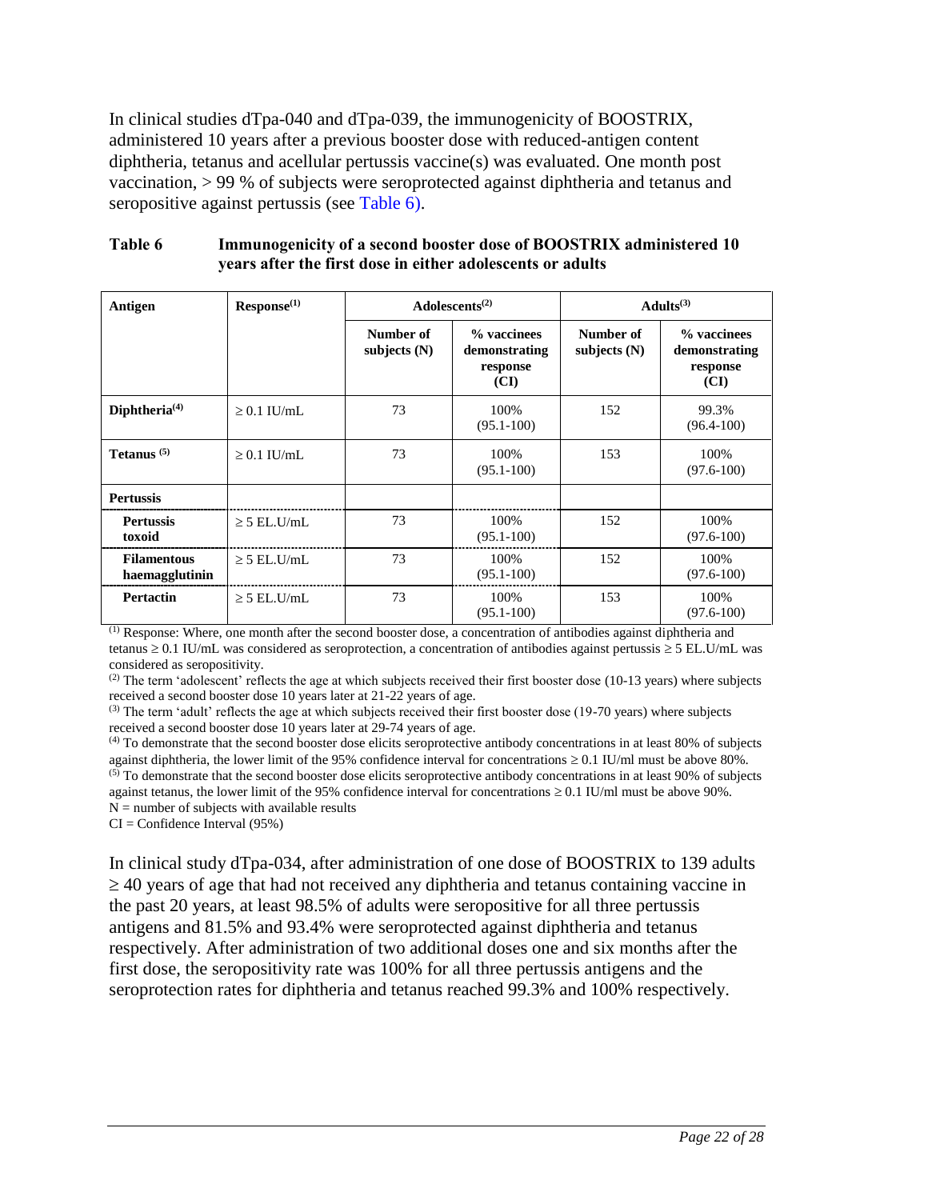In clinical studies dTpa-040 and dTpa-039, the immunogenicity of BOOSTRIX, administered 10 years after a previous booster dose with reduced-antigen content diphtheria, tetanus and acellular pertussis vaccine(s) was evaluated. One month post vaccination, > 99 % of subjects were seroprotected against diphtheria and tetanus and seropositive against pertussis (see Table 6).

**Table 6 Immunogenicity of a second booster dose of BOOSTRIX administered 10 years after the first dose in either adolescents or adults**

| Antigen | Response[(1)] | Adolescents[(2)] | | Adults[(3)] | |
|---|---|---|---|---|---|
| | | Number of subjects (N) | % vaccinees demonstrating response (CI) | Number of subjects (N) | % vaccinees demonstrating response (CI) |
| **Diphtheria**[(4)] | ≥ 0.1 IU/mL | 73 | 100% (95.1-100) | 152 | 99.3% (96.4-100) |
| **Tetanus** [(5)] | ≥ 0.1 IU/mL | 73 | 100% (95.1-100) | 153 | 100% (97.6-100) |
| **Pertussis** | | | | | |
| **Pertussis toxoid** | ≥ 5 EL.U/mL | 73 | 100% (95.1-100) | 152 | 100% (97.6-100) |
| **Filamentous haemagglutinin** | ≥ 5 EL.U/mL | 73 | 100% (95.1-100) | 152 | 100% (97.6-100) |
| **Pertactin** | ≥ 5 EL.U/mL | 73 | 100% (95.1-100) | 153 | 100% (97.6-100) |

(1) Response: Where, one month after the second booster dose, a concentration of antibodies against diphtheria and tetanus ≥ 0.1 IU/mL was considered as seroprotection, a concentration of antibodies against pertussis ≥ 5 EL.U/mL was considered as seropositivity.

(2) The term 'adolescent' reflects the age at which subjects received their first booster dose (10-13 years) where subjects received a second booster dose 10 years later at 21-22 years of age.

(3) The term 'adult' reflects the age at which subjects received their first booster dose (19-70 years) where subjects received a second booster dose 10 years later at 29-74 years of age.

(4) To demonstrate that the second booster dose elicits seroprotective antibody concentrations in at least 80% of subjects against diphtheria, the lower limit of the 95% confidence interval for concentrations ≥ 0.1 IU/ml must be above 80%.

(5) To demonstrate that the second booster dose elicits seroprotective antibody concentrations in at least 90% of subjects against tetanus, the lower limit of the 95% confidence interval for concentrations ≥ 0.1 IU/ml must be above 90%.

N = number of subjects with available results

CI = Confidence Interval (95%)

In clinical study dTpa-034, after administration of one dose of BOOSTRIX to 139 adults ≥ 40 years of age that had not received any diphtheria and tetanus containing vaccine in the past 20 years, at least 98.5% of adults were seropositive for all three pertussis antigens and 81.5% and 93.4% were seroprotected against diphtheria and tetanus respectively. After administration of two additional doses one and six months after the first dose, the seropositivity rate was 100% for all three pertussis antigens and the seroprotection rates for diphtheria and tetanus reached 99.3% and 100% respectively.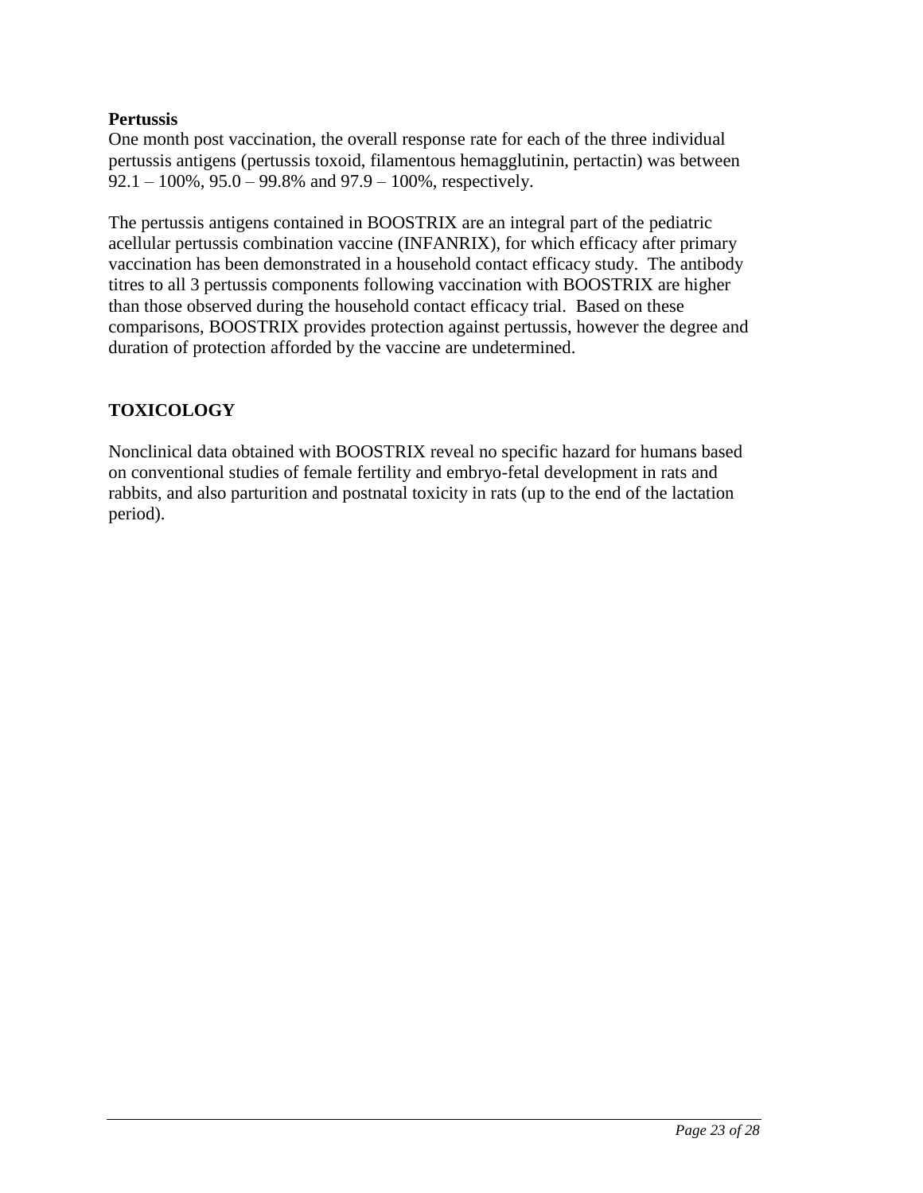**Pertussis**

One month post vaccination, the overall response rate for each of the three individual pertussis antigens (pertussis toxoid, filamentous hemagglutinin, pertactin) was between 92.1 – 100%, 95.0 – 99.8% and 97.9 – 100%, respectively.

The pertussis antigens contained in BOOSTRIX are an integral part of the pediatric acellular pertussis combination vaccine (INFANRIX), for which efficacy after primary vaccination has been demonstrated in a household contact efficacy study. The antibody titres to all 3 pertussis components following vaccination with BOOSTRIX are higher than those observed during the household contact efficacy trial. Based on these comparisons, BOOSTRIX provides protection against pertussis, however the degree and duration of protection afforded by the vaccine are undetermined.

## TOXICOLOGY

Nonclinical data obtained with BOOSTRIX reveal no specific hazard for humans based on conventional studies of female fertility and embryo-fetal development in rats and rabbits, and also parturition and postnatal toxicity in rats (up to the end of the lactation period).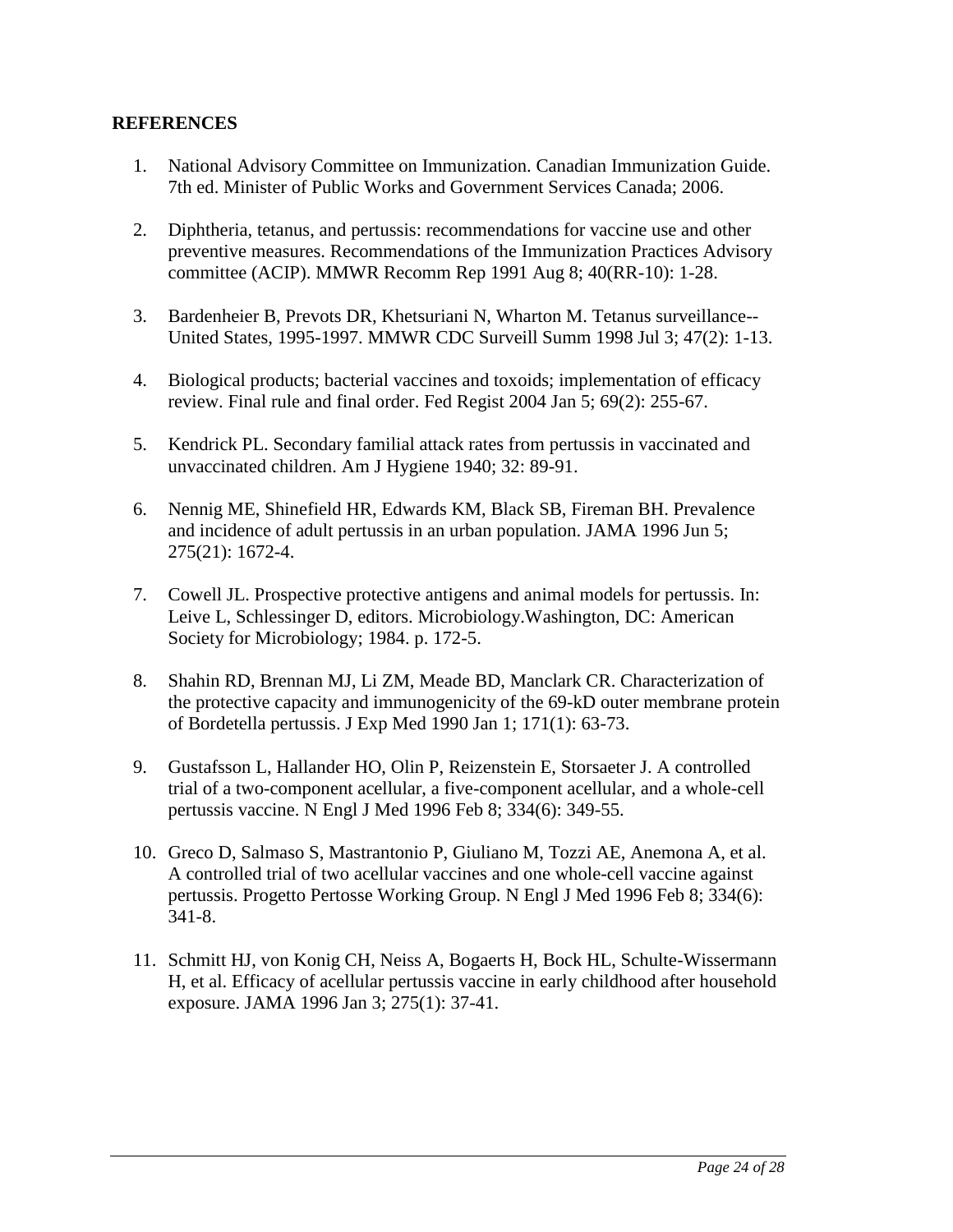**REFERENCES**

1. National Advisory Committee on Immunization. Canadian Immunization Guide. 7th ed. Minister of Public Works and Government Services Canada; 2006.

2. Diphtheria, tetanus, and pertussis: recommendations for vaccine use and other preventive measures. Recommendations of the Immunization Practices Advisory committee (ACIP). MMWR Recomm Rep 1991 Aug 8; 40(RR-10): 1-28.

3. Bardenheier B, Prevots DR, Khetsuriani N, Wharton M. Tetanus surveillance--United States, 1995-1997. MMWR CDC Surveill Summ 1998 Jul 3; 47(2): 1-13.

4. Biological products; bacterial vaccines and toxoids; implementation of efficacy review. Final rule and final order. Fed Regist 2004 Jan 5; 69(2): 255-67.

5. Kendrick PL. Secondary familial attack rates from pertussis in vaccinated and unvaccinated children. Am J Hygiene 1940; 32: 89-91.

6. Nennig ME, Shinefield HR, Edwards KM, Black SB, Fireman BH. Prevalence and incidence of adult pertussis in an urban population. JAMA 1996 Jun 5; 275(21): 1672-4.

7. Cowell JL. Prospective protective antigens and animal models for pertussis. In: Leive L, Schlessinger D, editors. Microbiology.Washington, DC: American Society for Microbiology; 1984. p. 172-5.

8. Shahin RD, Brennan MJ, Li ZM, Meade BD, Manclark CR. Characterization of the protective capacity and immunogenicity of the 69-kD outer membrane protein of Bordetella pertussis. J Exp Med 1990 Jan 1; 171(1): 63-73.

9. Gustafsson L, Hallander HO, Olin P, Reizenstein E, Storsaeter J. A controlled trial of a two-component acellular, a five-component acellular, and a whole-cell pertussis vaccine. N Engl J Med 1996 Feb 8; 334(6): 349-55.

10. Greco D, Salmaso S, Mastrantonio P, Giuliano M, Tozzi AE, Anemona A, et al. A controlled trial of two acellular vaccines and one whole-cell vaccine against pertussis. Progetto Pertosse Working Group. N Engl J Med 1996 Feb 8; 334(6): 341-8.

11. Schmitt HJ, von Konig CH, Neiss A, Bogaerts H, Bock HL, Schulte-Wissermann H, et al. Efficacy of acellular pertussis vaccine in early childhood after household exposure. JAMA 1996 Jan 3; 275(1): 37-41.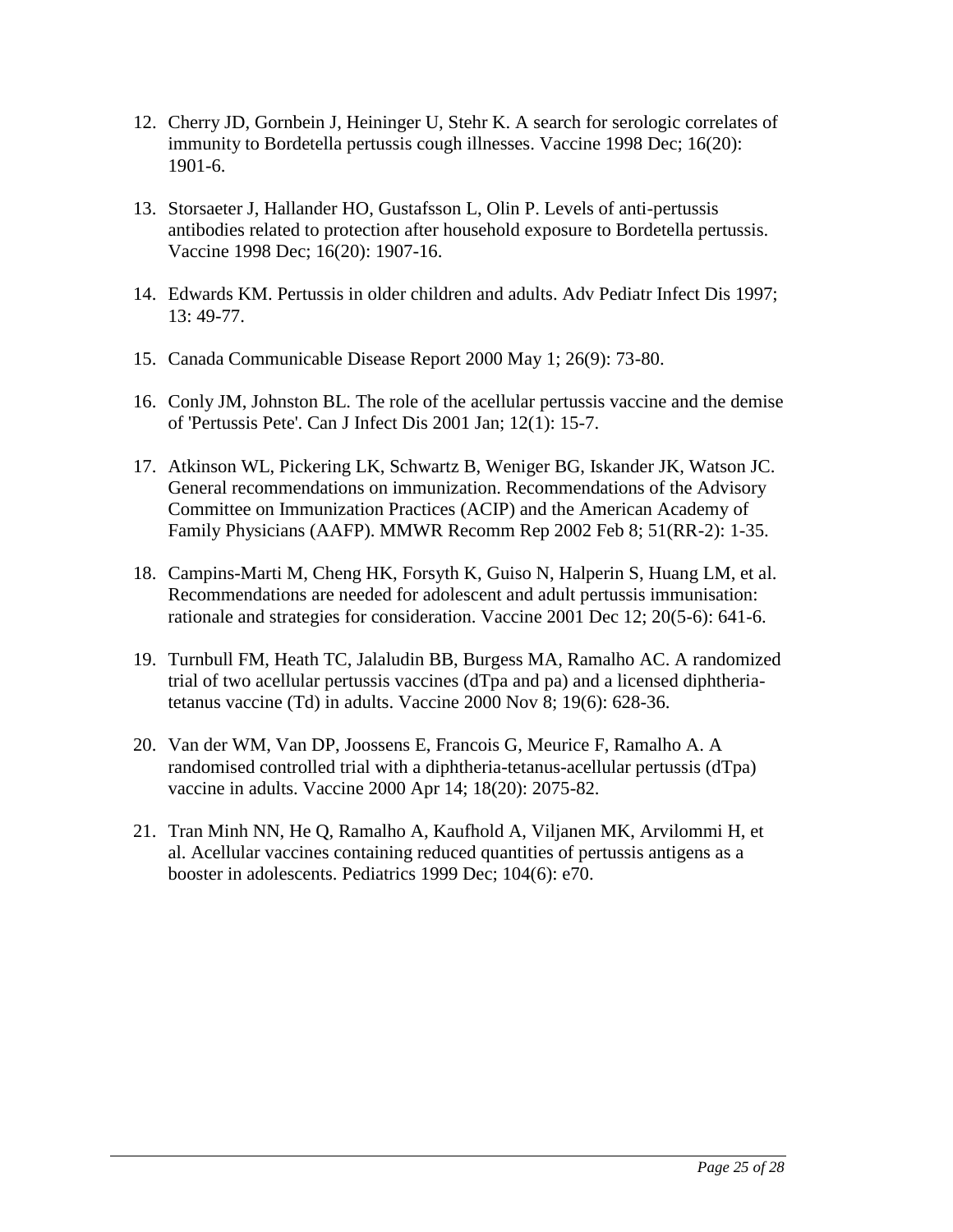12. Cherry JD, Gornbein J, Heininger U, Stehr K. A search for serologic correlates of immunity to Bordetella pertussis cough illnesses. Vaccine 1998 Dec; 16(20): 1901-6.

13. Storsaeter J, Hallander HO, Gustafsson L, Olin P. Levels of anti-pertussis antibodies related to protection after household exposure to Bordetella pertussis. Vaccine 1998 Dec; 16(20): 1907-16.

14. Edwards KM. Pertussis in older children and adults. Adv Pediatr Infect Dis 1997; 13: 49-77.

15. Canada Communicable Disease Report 2000 May 1; 26(9): 73-80.

16. Conly JM, Johnston BL. The role of the acellular pertussis vaccine and the demise of 'Pertussis Pete'. Can J Infect Dis 2001 Jan; 12(1): 15-7.

17. Atkinson WL, Pickering LK, Schwartz B, Weniger BG, Iskander JK, Watson JC. General recommendations on immunization. Recommendations of the Advisory Committee on Immunization Practices (ACIP) and the American Academy of Family Physicians (AAFP). MMWR Recomm Rep 2002 Feb 8; 51(RR-2): 1-35.

18. Campins-Marti M, Cheng HK, Forsyth K, Guiso N, Halperin S, Huang LM, et al. Recommendations are needed for adolescent and adult pertussis immunisation: rationale and strategies for consideration. Vaccine 2001 Dec 12; 20(5-6): 641-6.

19. Turnbull FM, Heath TC, Jalaludin BB, Burgess MA, Ramalho AC. A randomized trial of two acellular pertussis vaccines (dTpa and pa) and a licensed diphtheria-tetanus vaccine (Td) in adults. Vaccine 2000 Nov 8; 19(6): 628-36.

20. Van der WM, Van DP, Joossens E, Francois G, Meurice F, Ramalho A. A randomised controlled trial with a diphtheria-tetanus-acellular pertussis (dTpa) vaccine in adults. Vaccine 2000 Apr 14; 18(20): 2075-82.

21. Tran Minh NN, He Q, Ramalho A, Kaufhold A, Viljanen MK, Arvilommi H, et al. Acellular vaccines containing reduced quantities of pertussis antigens as a booster in adolescents. Pediatrics 1999 Dec; 104(6): e70.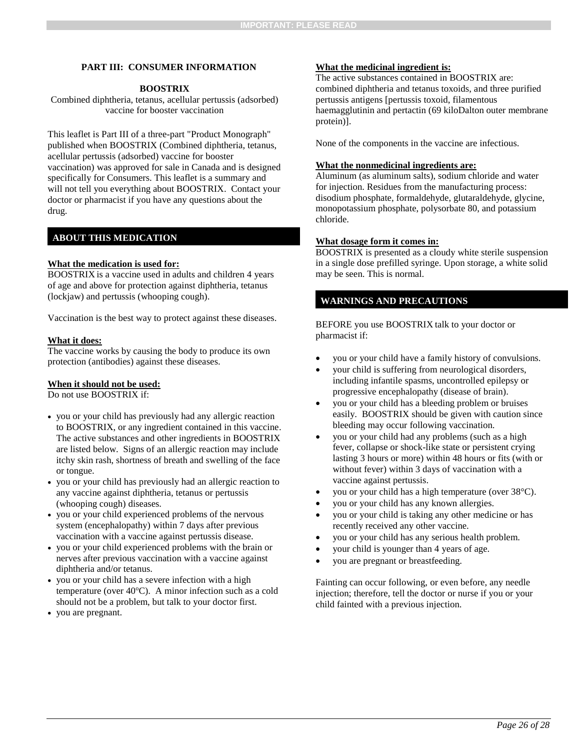## PART III: CONSUMER INFORMATION

**BOOSTRIX**

Combined diphtheria, tetanus, acellular pertussis (adsorbed) vaccine for booster vaccination

This leaflet is Part III of a three-part "Product Monograph" published when BOOSTRIX (Combined diphtheria, tetanus, acellular pertussis (adsorbed) vaccine for booster vaccination) was approved for sale in Canada and is designed specifically for Consumers. This leaflet is a summary and will not tell you everything about BOOSTRIX. Contact your doctor or pharmacist if you have any questions about the drug.

### ABOUT THIS MEDICATION

**What the medication is used for:**

BOOSTRIX is a vaccine used in adults and children 4 years of age and above for protection against diphtheria, tetanus (lockjaw) and pertussis (whooping cough).

Vaccination is the best way to protect against these diseases.

**What it does:**

The vaccine works by causing the body to produce its own protection (antibodies) against these diseases.

**When it should not be used:**

Do not use BOOSTRIX if:

- you or your child has previously had any allergic reaction to BOOSTRIX, or any ingredient contained in this vaccine. The active substances and other ingredients in BOOSTRIX are listed below. Signs of an allergic reaction may include itchy skin rash, shortness of breath and swelling of the face or tongue.
- you or your child has previously had an allergic reaction to any vaccine against diphtheria, tetanus or pertussis (whooping cough) diseases.
- you or your child experienced problems of the nervous system (encephalopathy) within 7 days after previous vaccination with a vaccine against pertussis disease.
- you or your child experienced problems with the brain or nerves after previous vaccination with a vaccine against diphtheria and/or tetanus.
- you or your child has a severe infection with a high temperature (over 40°C). A minor infection such as a cold should not be a problem, but talk to your doctor first.
- you are pregnant.

**What the medicinal ingredient is:**

The active substances contained in BOOSTRIX are: combined diphtheria and tetanus toxoids, and three purified pertussis antigens [pertussis toxoid, filamentous haemagglutinin and pertactin (69 kiloDalton outer membrane protein)].

None of the components in the vaccine are infectious.

**What the nonmedicinal ingredients are:**

Aluminum (as aluminum salts), sodium chloride and water for injection. Residues from the manufacturing process: disodium phosphate, formaldehyde, glutaraldehyde, glycine, monopotassium phosphate, polysorbate 80, and potassium chloride.

**What dosage form it comes in:**

BOOSTRIX is presented as a cloudy white sterile suspension in a single dose prefilled syringe. Upon storage, a white solid may be seen. This is normal.

### WARNINGS AND PRECAUTIONS

BEFORE you use BOOSTRIX talk to your doctor or pharmacist if:

- you or your child have a family history of convulsions.
- your child is suffering from neurological disorders, including infantile spasms, uncontrolled epilepsy or progressive encephalopathy (disease of brain).
- you or your child has a bleeding problem or bruises easily. BOOSTRIX should be given with caution since bleeding may occur following vaccination.
- you or your child had any problems (such as a high fever, collapse or shock-like state or persistent crying lasting 3 hours or more) within 48 hours or fits (with or without fever) within 3 days of vaccination with a vaccine against pertussis.
- you or your child has a high temperature (over 38°C).
- you or your child has any known allergies.
- you or your child is taking any other medicine or has recently received any other vaccine.
- you or your child has any serious health problem.
- your child is younger than 4 years of age.
- you are pregnant or breastfeeding.

Fainting can occur following, or even before, any needle injection; therefore, tell the doctor or nurse if you or your child fainted with a previous injection.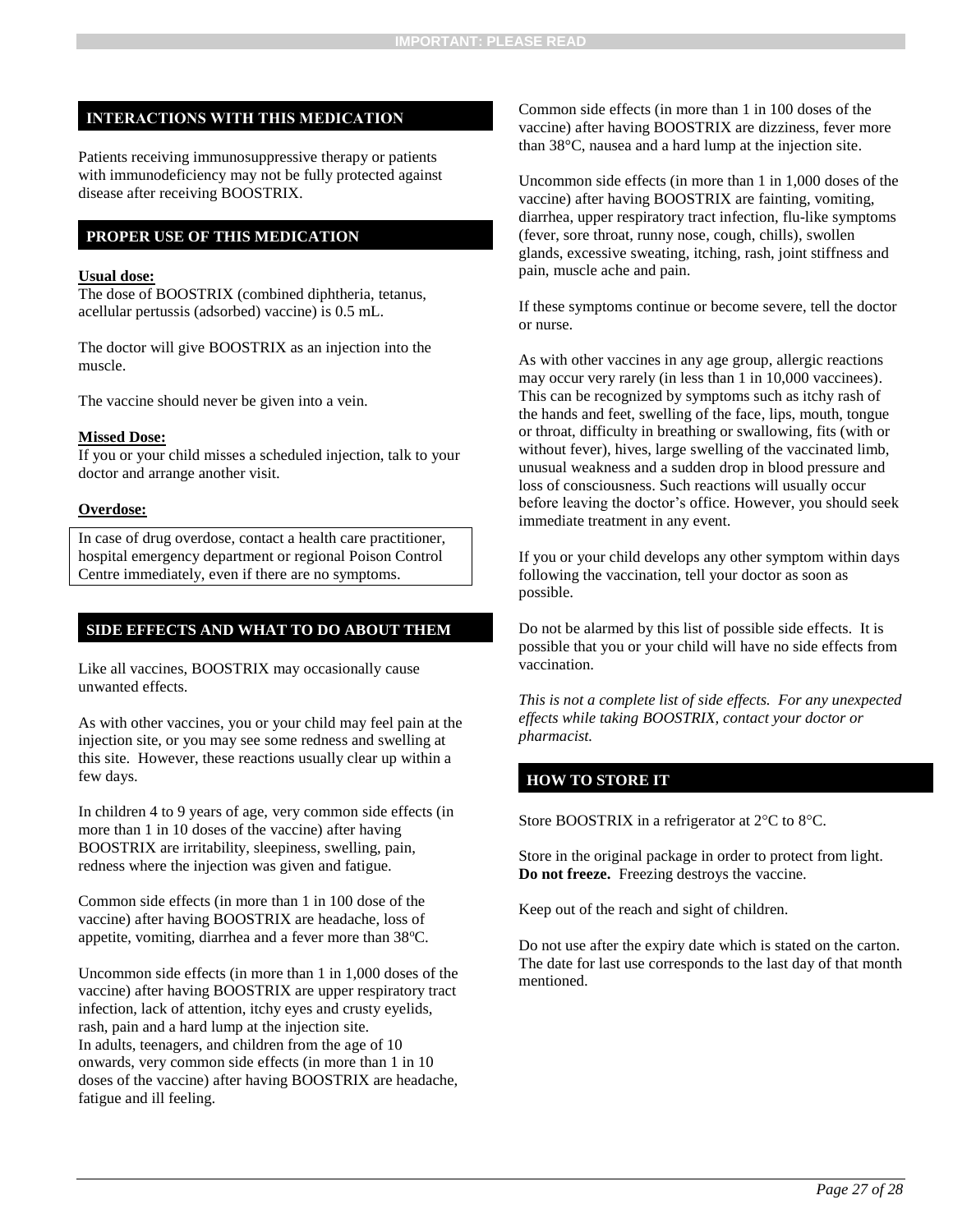## INTERACTIONS WITH THIS MEDICATION

Patients receiving immunosuppressive therapy or patients with immunodeficiency may not be fully protected against disease after receiving BOOSTRIX.

## PROPER USE OF THIS MEDICATION

**Usual dose:**

The dose of BOOSTRIX (combined diphtheria, tetanus, acellular pertussis (adsorbed) vaccine) is 0.5 mL.

The doctor will give BOOSTRIX as an injection into the muscle.

The vaccine should never be given into a vein.

**Missed Dose:**

If you or your child misses a scheduled injection, talk to your doctor and arrange another visit.

**Overdose:**

In case of drug overdose, contact a health care practitioner, hospital emergency department or regional Poison Control Centre immediately, even if there are no symptoms.

## SIDE EFFECTS AND WHAT TO DO ABOUT THEM

Like all vaccines, BOOSTRIX may occasionally cause unwanted effects.

As with other vaccines, you or your child may feel pain at the injection site, or you may see some redness and swelling at this site. However, these reactions usually clear up within a few days.

In children 4 to 9 years of age, very common side effects (in more than 1 in 10 doses of the vaccine) after having BOOSTRIX are irritability, sleepiness, swelling, pain, redness where the injection was given and fatigue.

Common side effects (in more than 1 in 100 dose of the vaccine) after having BOOSTRIX are headache, loss of appetite, vomiting, diarrhea and a fever more than 38ºC.

Uncommon side effects (in more than 1 in 1,000 doses of the vaccine) after having BOOSTRIX are upper respiratory tract infection, lack of attention, itchy eyes and crusty eyelids, rash, pain and a hard lump at the injection site.
In adults, teenagers, and children from the age of 10 onwards, very common side effects (in more than 1 in 10 doses of the vaccine) after having BOOSTRIX are headache, fatigue and ill feeling.

Common side effects (in more than 1 in 100 doses of the vaccine) after having BOOSTRIX are dizziness, fever more than 38°C, nausea and a hard lump at the injection site.

Uncommon side effects (in more than 1 in 1,000 doses of the vaccine) after having BOOSTRIX are fainting, vomiting, diarrhea, upper respiratory tract infection, flu-like symptoms (fever, sore throat, runny nose, cough, chills), swollen glands, excessive sweating, itching, rash, joint stiffness and pain, muscle ache and pain.

If these symptoms continue or become severe, tell the doctor or nurse.

As with other vaccines in any age group, allergic reactions may occur very rarely (in less than 1 in 10,000 vaccinees). This can be recognized by symptoms such as itchy rash of the hands and feet, swelling of the face, lips, mouth, tongue or throat, difficulty in breathing or swallowing, fits (with or without fever), hives, large swelling of the vaccinated limb, unusual weakness and a sudden drop in blood pressure and loss of consciousness. Such reactions will usually occur before leaving the doctor's office. However, you should seek immediate treatment in any event.

If you or your child develops any other symptom within days following the vaccination, tell your doctor as soon as possible.

Do not be alarmed by this list of possible side effects. It is possible that you or your child will have no side effects from vaccination.

*This is not a complete list of side effects. For any unexpected effects while taking BOOSTRIX, contact your doctor or pharmacist.*

## HOW TO STORE IT

Store BOOSTRIX in a refrigerator at 2°C to 8°C.

Store in the original package in order to protect from light. **Do not freeze.** Freezing destroys the vaccine.

Keep out of the reach and sight of children.

Do not use after the expiry date which is stated on the carton. The date for last use corresponds to the last day of that month mentioned.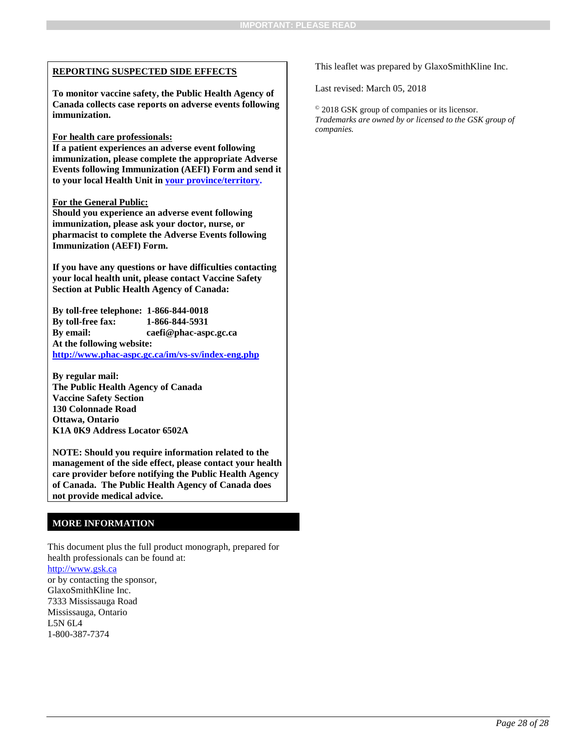**REPORTING SUSPECTED SIDE EFFECTS**

**To monitor vaccine safety, the Public Health Agency of Canada collects case reports on adverse events following immunization.**

**For health care professionals:**
**If a patient experiences an adverse event following immunization, please complete the appropriate Adverse Events following Immunization (AEFI) Form and send it to your local Health Unit in your province/territory.**

**For the General Public:**
**Should you experience an adverse event following immunization, please ask your doctor, nurse, or pharmacist to complete the Adverse Events following Immunization (AEFI) Form.**

**If you have any questions or have difficulties contacting your local health unit, please contact Vaccine Safety Section at Public Health Agency of Canada:**

**By toll-free telephone: 1-866-844-0018**
**By toll-free fax: 1-866-844-5931**
**By email: caefi@phac-aspc.gc.ca**
**At the following website:**
**http://www.phac-aspc.gc.ca/im/vs-sv/index-eng.php**

**By regular mail:**
**The Public Health Agency of Canada**
**Vaccine Safety Section**
**130 Colonnade Road**
**Ottawa, Ontario**
**K1A 0K9 Address Locator 6502A**

**NOTE: Should you require information related to the management of the side effect, please contact your health care provider before notifying the Public Health Agency of Canada. The Public Health Agency of Canada does not provide medical advice.**

## MORE INFORMATION

This document plus the full product monograph, prepared for health professionals can be found at:
http://www.gsk.ca
or by contacting the sponsor,
GlaxoSmithKline Inc.
7333 Mississauga Road
Mississauga, Ontario
L5N 6L4
1-800-387-7374

This leaflet was prepared by GlaxoSmithKline Inc.

Last revised: March 05, 2018

© 2018 GSK group of companies or its licensor.
*Trademarks are owned by or licensed to the GSK group of companies.*